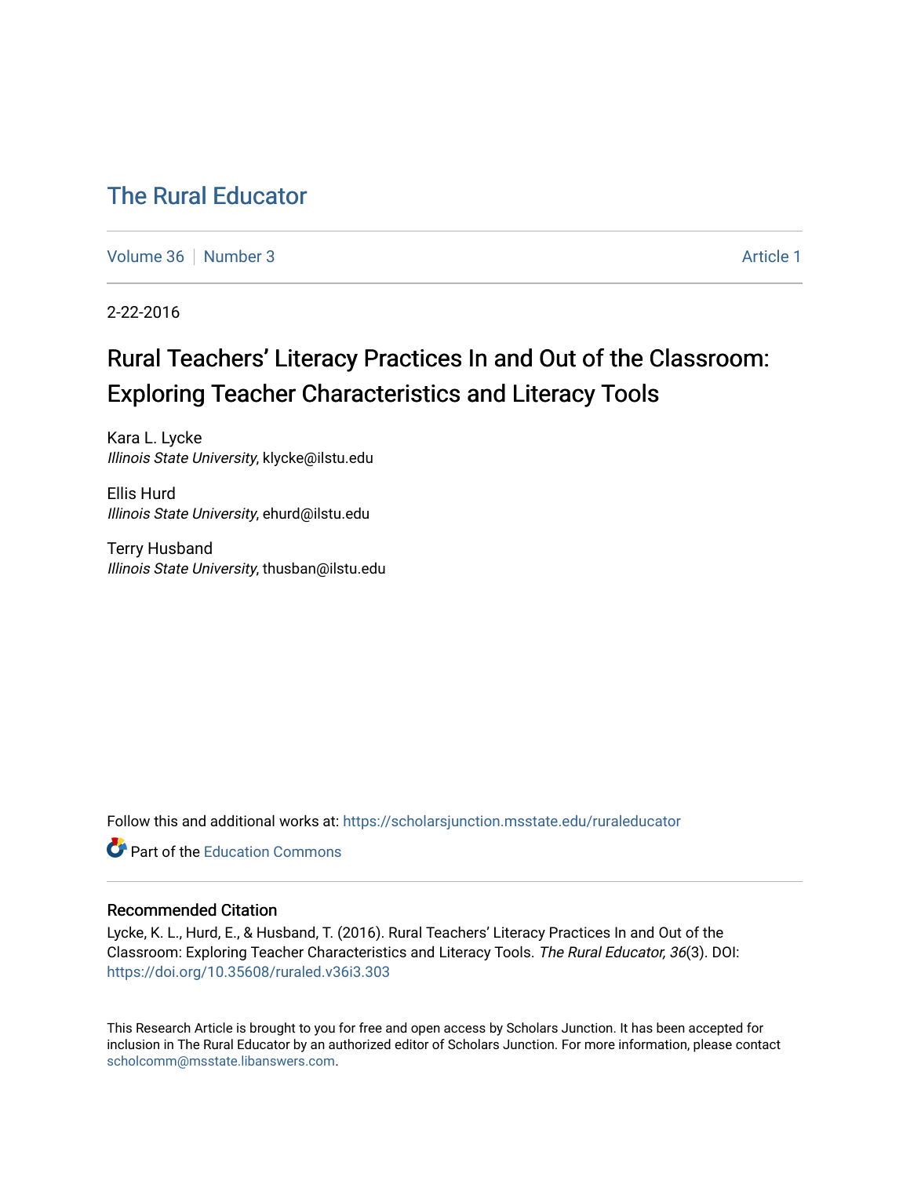# The Rural Educator

Volume 36 | Number 3 | Article 1

2-22-2016

## Rural Teachers' Literacy Practices In and Out of the Classroom: Exploring Teacher Characteristics and Literacy Tools

Kara L. Lycke
*Illinois State University*, klycke@ilstu.edu

Ellis Hurd
*Illinois State University*, ehurd@ilstu.edu

Terry Husband
*Illinois State University*, thusban@ilstu.edu

Follow this and additional works at: https://scholarsjunction.msstate.edu/ruraleducator

Part of the Education Commons

### Recommended Citation

Lycke, K. L., Hurd, E., & Husband, T. (2016). Rural Teachers' Literacy Practices In and Out of the Classroom: Exploring Teacher Characteristics and Literacy Tools. *The Rural Educator, 36*(3). DOI: https://doi.org/10.35608/ruraled.v36i3.303

This Research Article is brought to you for free and open access by Scholars Junction. It has been accepted for inclusion in The Rural Educator by an authorized editor of Scholars Junction. For more information, please contact scholcomm@msstate.libanswers.com.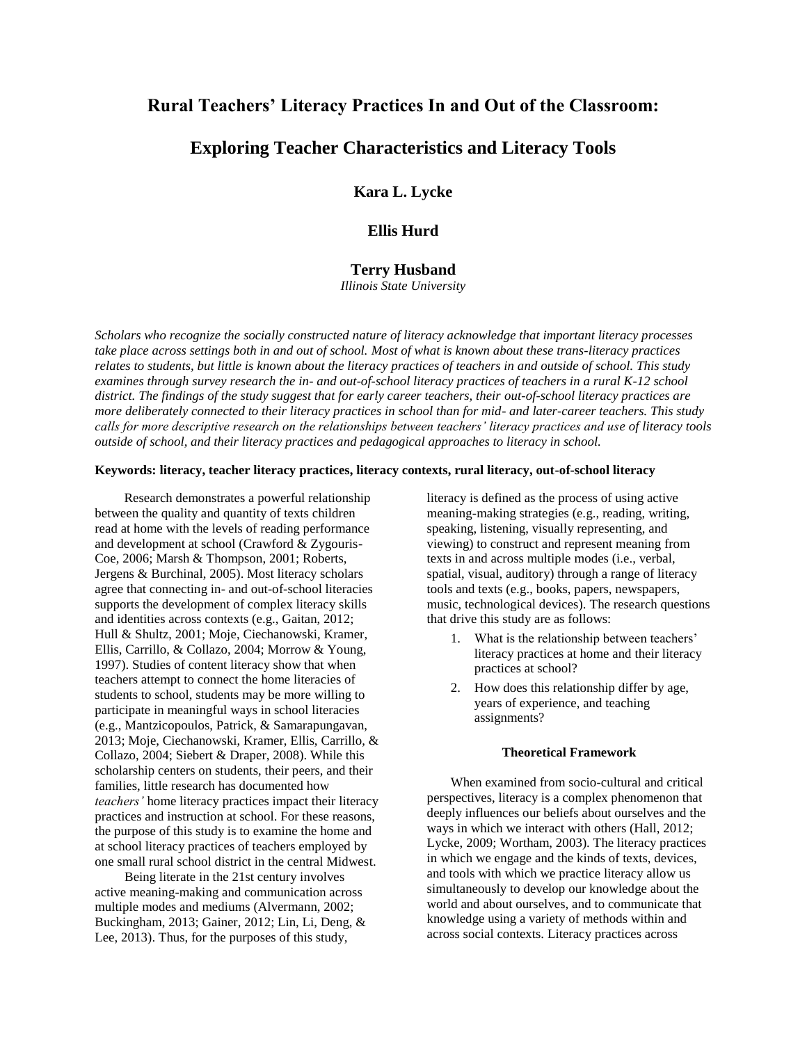# Rural Teachers' Literacy Practices In and Out of the Classroom: Exploring Teacher Characteristics and Literacy Tools

**Kara L. Lycke**

**Ellis Hurd**

**Terry Husband**

*Illinois State University*

*Scholars who recognize the socially constructed nature of literacy acknowledge that important literacy processes take place across settings both in and out of school. Most of what is known about these trans-literacy practices relates to students, but little is known about the literacy practices of teachers in and outside of school. This study examines through survey research the in- and out-of-school literacy practices of teachers in a rural K-12 school district. The findings of the study suggest that for early career teachers, their out-of-school literacy practices are more deliberately connected to their literacy practices in school than for mid- and later-career teachers. This study calls for more descriptive research on the relationships between teachers' literacy practices and use of literacy tools outside of school, and their literacy practices and pedagogical approaches to literacy in school.*

**Keywords: literacy, teacher literacy practices, literacy contexts, rural literacy, out-of-school literacy**

Research demonstrates a powerful relationship between the quality and quantity of texts children read at home with the levels of reading performance and development at school (Crawford & Zygouris-Coe, 2006; Marsh & Thompson, 2001; Roberts, Jergens & Burchinal, 2005). Most literacy scholars agree that connecting in- and out-of-school literacies supports the development of complex literacy skills and identities across contexts (e.g., Gaitan, 2012; Hull & Shultz, 2001; Moje, Ciechanowski, Kramer, Ellis, Carrillo, & Collazo, 2004; Morrow & Young, 1997). Studies of content literacy show that when teachers attempt to connect the home literacies of students to school, students may be more willing to participate in meaningful ways in school literacies (e.g., Mantzicopoulos, Patrick, & Samarapungavan, 2013; Moje, Ciechanowski, Kramer, Ellis, Carrillo, & Collazo, 2004; Siebert & Draper, 2008). While this scholarship centers on students, their peers, and their families, little research has documented how *teachers'* home literacy practices impact their literacy practices and instruction at school. For these reasons, the purpose of this study is to examine the home and at school literacy practices of teachers employed by one small rural school district in the central Midwest.

Being literate in the 21st century involves active meaning-making and communication across multiple modes and mediums (Alvermann, 2002; Buckingham, 2013; Gainer, 2012; Lin, Li, Deng, & Lee, 2013). Thus, for the purposes of this study, literacy is defined as the process of using active meaning-making strategies (e.g., reading, writing, speaking, listening, visually representing, and viewing) to construct and represent meaning from texts in and across multiple modes (i.e., verbal, spatial, visual, auditory) through a range of literacy tools and texts (e.g., books, papers, newspapers, music, technological devices). The research questions that drive this study are as follows:

1. What is the relationship between teachers' literacy practices at home and their literacy practices at school?
2. How does this relationship differ by age, years of experience, and teaching assignments?

## Theoretical Framework

When examined from socio-cultural and critical perspectives, literacy is a complex phenomenon that deeply influences our beliefs about ourselves and the ways in which we interact with others (Hall, 2012; Lycke, 2009; Wortham, 2003). The literacy practices in which we engage and the kinds of texts, devices, and tools with which we practice literacy allow us simultaneously to develop our knowledge about the world and about ourselves, and to communicate that knowledge using a variety of methods within and across social contexts. Literacy practices across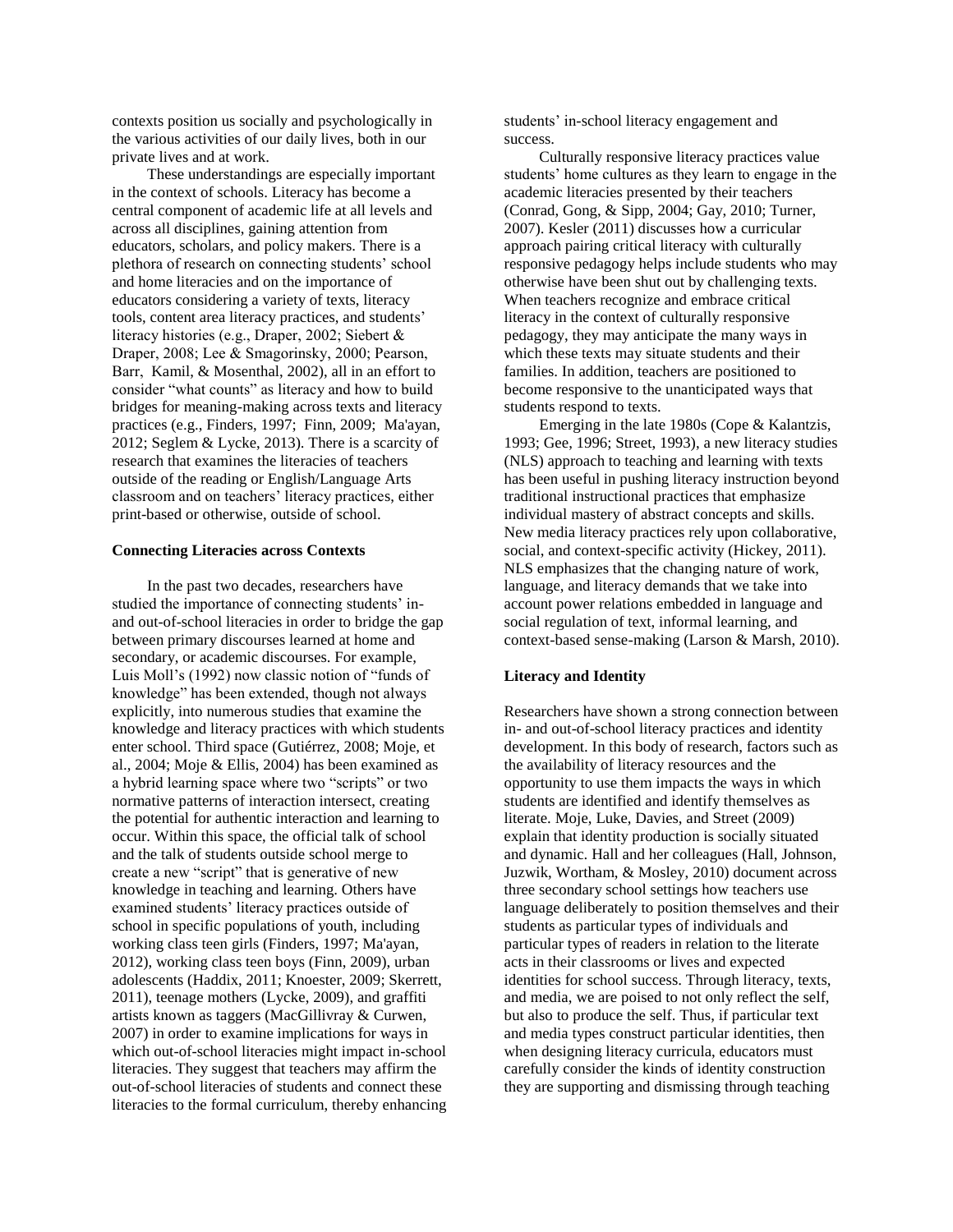contexts position us socially and psychologically in the various activities of our daily lives, both in our private lives and at work.

These understandings are especially important in the context of schools. Literacy has become a central component of academic life at all levels and across all disciplines, gaining attention from educators, scholars, and policy makers. There is a plethora of research on connecting students' school and home literacies and on the importance of educators considering a variety of texts, literacy tools, content area literacy practices, and students' literacy histories (e.g., Draper, 2002; Siebert & Draper, 2008; Lee & Smagorinsky, 2000; Pearson, Barr, Kamil, & Mosenthal, 2002), all in an effort to consider "what counts" as literacy and how to build bridges for meaning-making across texts and literacy practices (e.g., Finders, 1997; Finn, 2009; Ma'ayan, 2012; Seglem & Lycke, 2013). There is a scarcity of research that examines the literacies of teachers outside of the reading or English/Language Arts classroom and on teachers' literacy practices, either print-based or otherwise, outside of school.

**Connecting Literacies across Contexts**

In the past two decades, researchers have studied the importance of connecting students' in- and out-of-school literacies in order to bridge the gap between primary discourses learned at home and secondary, or academic discourses. For example, Luis Moll's (1992) now classic notion of "funds of knowledge" has been extended, though not always explicitly, into numerous studies that examine the knowledge and literacy practices with which students enter school. Third space (Gutiérrez, 2008; Moje, et al., 2004; Moje & Ellis, 2004) has been examined as a hybrid learning space where two "scripts" or two normative patterns of interaction intersect, creating the potential for authentic interaction and learning to occur. Within this space, the official talk of school and the talk of students outside school merge to create a new "script" that is generative of new knowledge in teaching and learning. Others have examined students' literacy practices outside of school in specific populations of youth, including working class teen girls (Finders, 1997; Ma'ayan, 2012), working class teen boys (Finn, 2009), urban adolescents (Haddix, 2011; Knoester, 2009; Skerrett, 2011), teenage mothers (Lycke, 2009), and graffiti artists known as taggers (MacGillivray & Curwen, 2007) in order to examine implications for ways in which out-of-school literacies might impact in-school literacies. They suggest that teachers may affirm the out-of-school literacies of students and connect these literacies to the formal curriculum, thereby enhancing students' in-school literacy engagement and success.

Culturally responsive literacy practices value students' home cultures as they learn to engage in the academic literacies presented by their teachers (Conrad, Gong, & Sipp, 2004; Gay, 2010; Turner, 2007). Kesler (2011) discusses how a curricular approach pairing critical literacy with culturally responsive pedagogy helps include students who may otherwise have been shut out by challenging texts. When teachers recognize and embrace critical literacy in the context of culturally responsive pedagogy, they may anticipate the many ways in which these texts may situate students and their families. In addition, teachers are positioned to become responsive to the unanticipated ways that students respond to texts.

Emerging in the late 1980s (Cope & Kalantzis, 1993; Gee, 1996; Street, 1993), a new literacy studies (NLS) approach to teaching and learning with texts has been useful in pushing literacy instruction beyond traditional instructional practices that emphasize individual mastery of abstract concepts and skills. New media literacy practices rely upon collaborative, social, and context-specific activity (Hickey, 2011). NLS emphasizes that the changing nature of work, language, and literacy demands that we take into account power relations embedded in language and social regulation of text, informal learning, and context-based sense-making (Larson & Marsh, 2010).

**Literacy and Identity**

Researchers have shown a strong connection between in- and out-of-school literacy practices and identity development. In this body of research, factors such as the availability of literacy resources and the opportunity to use them impacts the ways in which students are identified and identify themselves as literate. Moje, Luke, Davies, and Street (2009) explain that identity production is socially situated and dynamic. Hall and her colleagues (Hall, Johnson, Juzwik, Wortham, & Mosley, 2010) document across three secondary school settings how teachers use language deliberately to position themselves and their students as particular types of individuals and particular types of readers in relation to the literate acts in their classrooms or lives and expected identities for school success. Through literacy, texts, and media, we are poised to not only reflect the self, but also to produce the self. Thus, if particular text and media types construct particular identities, then when designing literacy curricula, educators must carefully consider the kinds of identity construction they are supporting and dismissing through teaching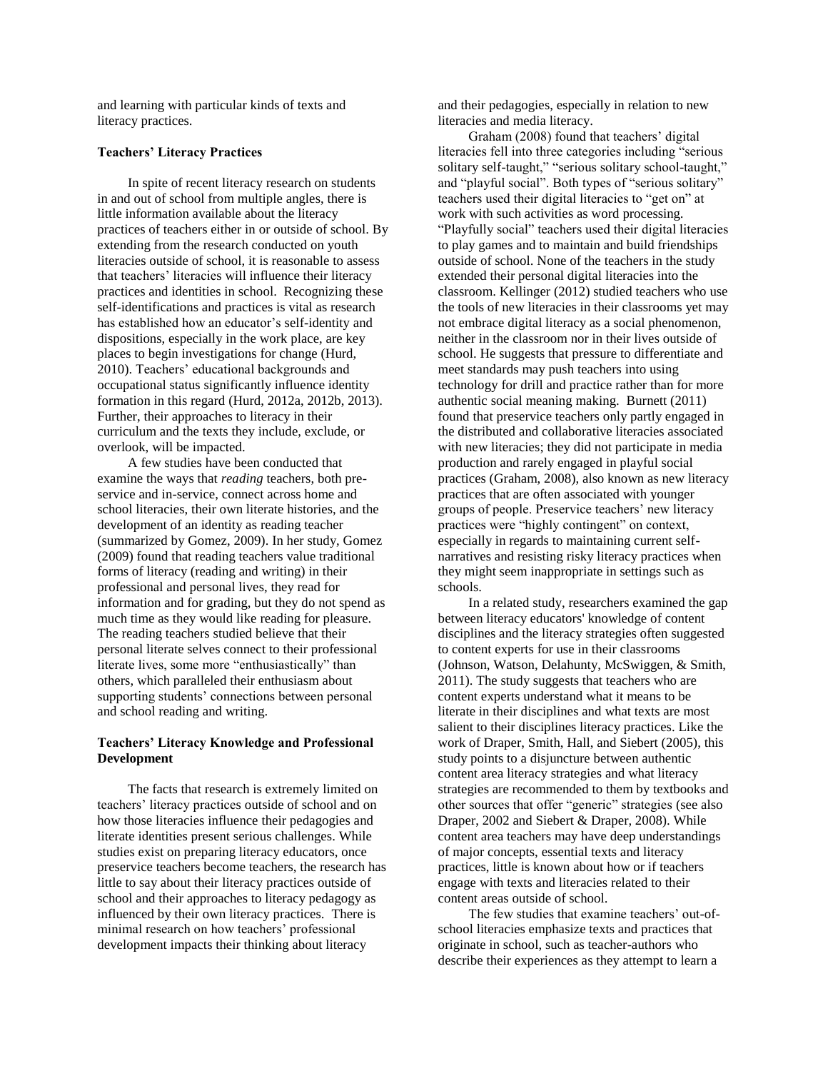and learning with particular kinds of texts and literacy practices.

### Teachers' Literacy Practices

In spite of recent literacy research on students in and out of school from multiple angles, there is little information available about the literacy practices of teachers either in or outside of school. By extending from the research conducted on youth literacies outside of school, it is reasonable to assess that teachers' literacies will influence their literacy practices and identities in school. Recognizing these self-identifications and practices is vital as research has established how an educator's self-identity and dispositions, especially in the work place, are key places to begin investigations for change (Hurd, 2010). Teachers' educational backgrounds and occupational status significantly influence identity formation in this regard (Hurd, 2012a, 2012b, 2013). Further, their approaches to literacy in their curriculum and the texts they include, exclude, or overlook, will be impacted.

A few studies have been conducted that examine the ways that *reading* teachers, both pre-service and in-service, connect across home and school literacies, their own literate histories, and the development of an identity as reading teacher (summarized by Gomez, 2009). In her study, Gomez (2009) found that reading teachers value traditional forms of literacy (reading and writing) in their professional and personal lives, they read for information and for grading, but they do not spend as much time as they would like reading for pleasure. The reading teachers studied believe that their personal literate selves connect to their professional literate lives, some more "enthusiastically" than others, which paralleled their enthusiasm about supporting students' connections between personal and school reading and writing.

### Teachers' Literacy Knowledge and Professional Development

The facts that research is extremely limited on teachers' literacy practices outside of school and on how those literacies influence their pedagogies and literate identities present serious challenges. While studies exist on preparing literacy educators, once preservice teachers become teachers, the research has little to say about their literacy practices outside of school and their approaches to literacy pedagogy as influenced by their own literacy practices. There is minimal research on how teachers' professional development impacts their thinking about literacy and their pedagogies, especially in relation to new literacies and media literacy.

Graham (2008) found that teachers' digital literacies fell into three categories including "serious solitary self-taught," "serious solitary school-taught," and "playful social". Both types of "serious solitary" teachers used their digital literacies to "get on" at work with such activities as word processing. "Playfully social" teachers used their digital literacies to play games and to maintain and build friendships outside of school. None of the teachers in the study extended their personal digital literacies into the classroom. Kellinger (2012) studied teachers who use the tools of new literacies in their classrooms yet may not embrace digital literacy as a social phenomenon, neither in the classroom nor in their lives outside of school. He suggests that pressure to differentiate and meet standards may push teachers into using technology for drill and practice rather than for more authentic social meaning making. Burnett (2011) found that preservice teachers only partly engaged in the distributed and collaborative literacies associated with new literacies; they did not participate in media production and rarely engaged in playful social practices (Graham, 2008), also known as new literacy practices that are often associated with younger groups of people. Preservice teachers' new literacy practices were "highly contingent" on context, especially in regards to maintaining current self-narratives and resisting risky literacy practices when they might seem inappropriate in settings such as schools.

In a related study, researchers examined the gap between literacy educators' knowledge of content disciplines and the literacy strategies often suggested to content experts for use in their classrooms (Johnson, Watson, Delahunty, McSwiggen, & Smith, 2011). The study suggests that teachers who are content experts understand what it means to be literate in their disciplines and what texts are most salient to their disciplines literacy practices. Like the work of Draper, Smith, Hall, and Siebert (2005), this study points to a disjuncture between authentic content area literacy strategies and what literacy strategies are recommended to them by textbooks and other sources that offer "generic" strategies (see also Draper, 2002 and Siebert & Draper, 2008). While content area teachers may have deep understandings of major concepts, essential texts and literacy practices, little is known about how or if teachers engage with texts and literacies related to their content areas outside of school.

The few studies that examine teachers' out-of-school literacies emphasize texts and practices that originate in school, such as teacher-authors who describe their experiences as they attempt to learn a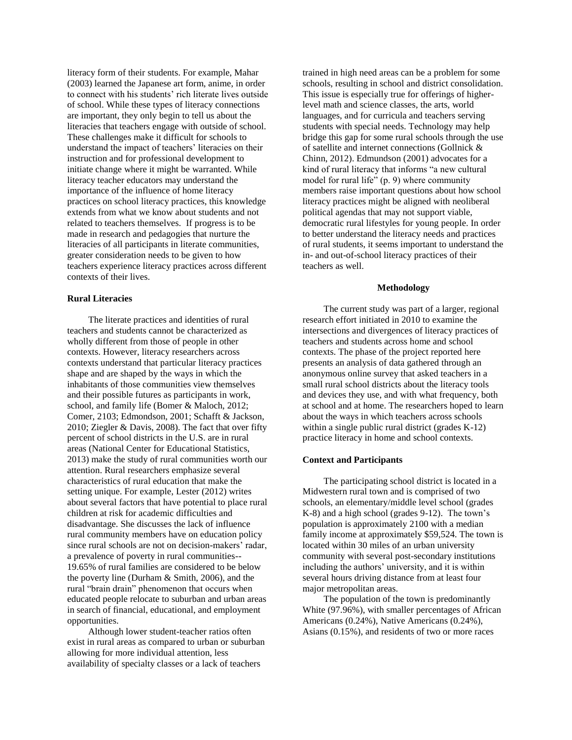literacy form of their students. For example, Mahar (2003) learned the Japanese art form, anime, in order to connect with his students' rich literate lives outside of school. While these types of literacy connections are important, they only begin to tell us about the literacies that teachers engage with outside of school. These challenges make it difficult for schools to understand the impact of teachers' literacies on their instruction and for professional development to initiate change where it might be warranted. While literacy teacher educators may understand the importance of the influence of home literacy practices on school literacy practices, this knowledge extends from what we know about students and not related to teachers themselves. If progress is to be made in research and pedagogies that nurture the literacies of all participants in literate communities, greater consideration needs to be given to how teachers experience literacy practices across different contexts of their lives.

### Rural Literacies

The literate practices and identities of rural teachers and students cannot be characterized as wholly different from those of people in other contexts. However, literacy researchers across contexts understand that particular literacy practices shape and are shaped by the ways in which the inhabitants of those communities view themselves and their possible futures as participants in work, school, and family life (Bomer & Maloch, 2012; Comer, 2103; Edmondson, 2001; Schafft & Jackson, 2010; Ziegler & Davis, 2008). The fact that over fifty percent of school districts in the U.S. are in rural areas (National Center for Educational Statistics, 2013) make the study of rural communities worth our attention. Rural researchers emphasize several characteristics of rural education that make the setting unique. For example, Lester (2012) writes about several factors that have potential to place rural children at risk for academic difficulties and disadvantage. She discusses the lack of influence rural community members have on education policy since rural schools are not on decision-makers' radar, a prevalence of poverty in rural communities--19.65% of rural families are considered to be below the poverty line (Durham & Smith, 2006), and the rural "brain drain" phenomenon that occurs when educated people relocate to suburban and urban areas in search of financial, educational, and employment opportunities.

Although lower student-teacher ratios often exist in rural areas as compared to urban or suburban allowing for more individual attention, less availability of specialty classes or a lack of teachers trained in high need areas can be a problem for some schools, resulting in school and district consolidation. This issue is especially true for offerings of higher-level math and science classes, the arts, world languages, and for curricula and teachers serving students with special needs. Technology may help bridge this gap for some rural schools through the use of satellite and internet connections (Gollnick & Chinn, 2012). Edmundson (2001) advocates for a kind of rural literacy that informs "a new cultural model for rural life" (p. 9) where community members raise important questions about how school literacy practices might be aligned with neoliberal political agendas that may not support viable, democratic rural lifestyles for young people. In order to better understand the literacy needs and practices of rural students, it seems important to understand the in- and out-of-school literacy practices of their teachers as well.

## Methodology

The current study was part of a larger, regional research effort initiated in 2010 to examine the intersections and divergences of literacy practices of teachers and students across home and school contexts. The phase of the project reported here presents an analysis of data gathered through an anonymous online survey that asked teachers in a small rural school districts about the literacy tools and devices they use, and with what frequency, both at school and at home. The researchers hoped to learn about the ways in which teachers across schools within a single public rural district (grades K-12) practice literacy in home and school contexts.

### Context and Participants

The participating school district is located in a Midwestern rural town and is comprised of two schools, an elementary/middle level school (grades K-8) and a high school (grades 9-12). The town's population is approximately 2100 with a median family income at approximately $59,524. The town is located within 30 miles of an urban university community with several post-secondary institutions including the authors' university, and it is within several hours driving distance from at least four major metropolitan areas.

The population of the town is predominantly White (97.96%), with smaller percentages of African Americans (0.24%), Native Americans (0.24%), Asians (0.15%), and residents of two or more races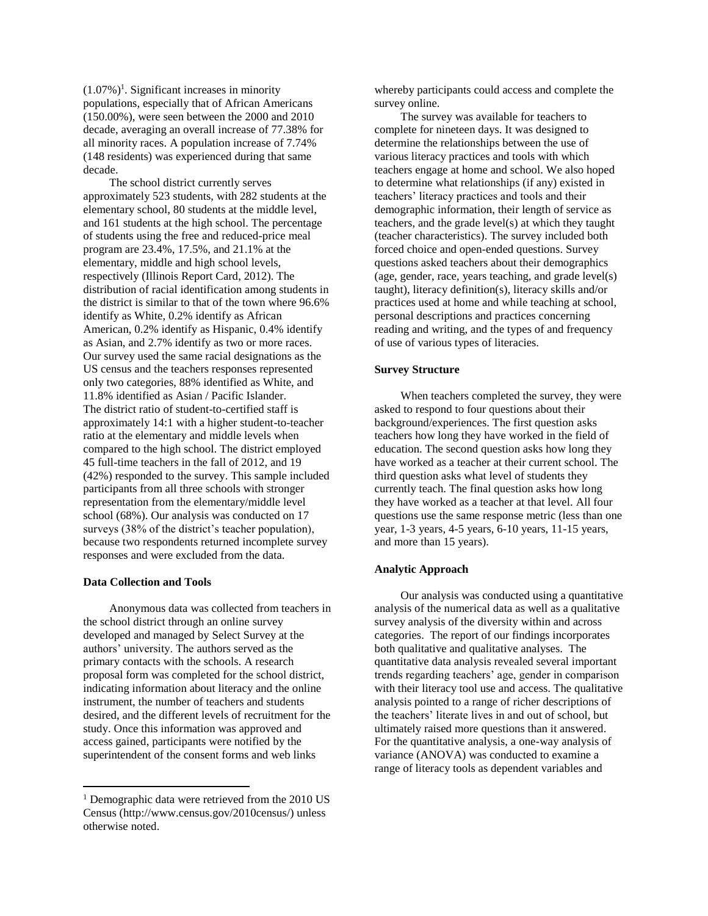(1.07%)[1]. Significant increases in minority populations, especially that of African Americans (150.00%), were seen between the 2000 and 2010 decade, averaging an overall increase of 77.38% for all minority races. A population increase of 7.74% (148 residents) was experienced during that same decade.

The school district currently serves approximately 523 students, with 282 students at the elementary school, 80 students at the middle level, and 161 students at the high school. The percentage of students using the free and reduced-price meal program are 23.4%, 17.5%, and 21.1% at the elementary, middle and high school levels, respectively (Illinois Report Card, 2012). The distribution of racial identification among students in the district is similar to that of the town where 96.6% identify as White, 0.2% identify as African American, 0.2% identify as Hispanic, 0.4% identify as Asian, and 2.7% identify as two or more races. Our survey used the same racial designations as the US census and the teachers responses represented only two categories, 88% identified as White, and 11.8% identified as Asian / Pacific Islander. The district ratio of student-to-certified staff is approximately 14:1 with a higher student-to-teacher ratio at the elementary and middle levels when compared to the high school. The district employed 45 full-time teachers in the fall of 2012, and 19 (42%) responded to the survey. This sample included participants from all three schools with stronger representation from the elementary/middle level school (68%). Our analysis was conducted on 17 surveys (38% of the district's teacher population), because two respondents returned incomplete survey responses and were excluded from the data.

### Data Collection and Tools

Anonymous data was collected from teachers in the school district through an online survey developed and managed by Select Survey at the authors' university. The authors served as the primary contacts with the schools. A research proposal form was completed for the school district, indicating information about literacy and the online instrument, the number of teachers and students desired, and the different levels of recruitment for the study. Once this information was approved and access gained, participants were notified by the superintendent of the consent forms and web links whereby participants could access and complete the survey online.

The survey was available for teachers to complete for nineteen days. It was designed to determine the relationships between the use of various literacy practices and tools with which teachers engage at home and school. We also hoped to determine what relationships (if any) existed in teachers' literacy practices and tools and their demographic information, their length of service as teachers, and the grade level(s) at which they taught (teacher characteristics). The survey included both forced choice and open-ended questions. Survey questions asked teachers about their demographics (age, gender, race, years teaching, and grade level(s) taught), literacy definition(s), literacy skills and/or practices used at home and while teaching at school, personal descriptions and practices concerning reading and writing, and the types of and frequency of use of various types of literacies.

### Survey Structure

When teachers completed the survey, they were asked to respond to four questions about their background/experiences. The first question asks teachers how long they have worked in the field of education. The second question asks how long they have worked as a teacher at their current school. The third question asks what level of students they currently teach. The final question asks how long they have worked as a teacher at that level. All four questions use the same response metric (less than one year, 1-3 years, 4-5 years, 6-10 years, 11-15 years, and more than 15 years).

### Analytic Approach

Our analysis was conducted using a quantitative analysis of the numerical data as well as a qualitative survey analysis of the diversity within and across categories. The report of our findings incorporates both qualitative and qualitative analyses. The quantitative data analysis revealed several important trends regarding teachers' age, gender in comparison with their literacy tool use and access. The qualitative analysis pointed to a range of richer descriptions of the teachers' literate lives in and out of school, but ultimately raised more questions than it answered. For the quantitative analysis, a one-way analysis of variance (ANOVA) was conducted to examine a range of literacy tools as dependent variables and

---

[1] Demographic data were retrieved from the 2010 US Census (http://www.census.gov/2010census/) unless otherwise noted.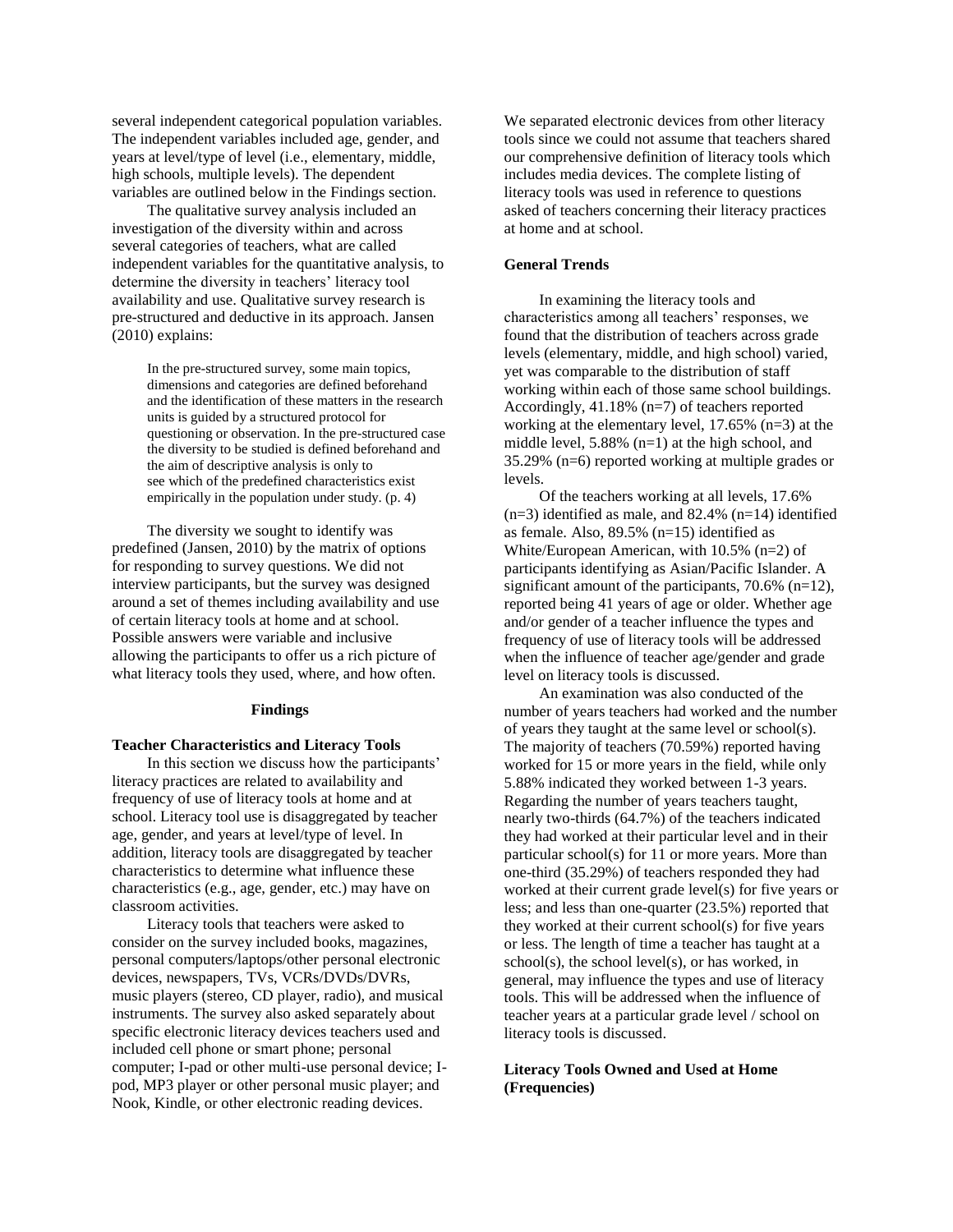several independent categorical population variables. The independent variables included age, gender, and years at level/type of level (i.e., elementary, middle, high schools, multiple levels). The dependent variables are outlined below in the Findings section.

The qualitative survey analysis included an investigation of the diversity within and across several categories of teachers, what are called independent variables for the quantitative analysis, to determine the diversity in teachers' literacy tool availability and use. Qualitative survey research is pre-structured and deductive in its approach. Jansen (2010) explains:

> In the pre-structured survey, some main topics, dimensions and categories are defined beforehand and the identification of these matters in the research units is guided by a structured protocol for questioning or observation. In the pre-structured case the diversity to be studied is defined beforehand and the aim of descriptive analysis is only to see which of the predefined characteristics exist empirically in the population under study. (p. 4)

The diversity we sought to identify was predefined (Jansen, 2010) by the matrix of options for responding to survey questions. We did not interview participants, but the survey was designed around a set of themes including availability and use of certain literacy tools at home and at school. Possible answers were variable and inclusive allowing the participants to offer us a rich picture of what literacy tools they used, where, and how often.

## Findings

### Teacher Characteristics and Literacy Tools

In this section we discuss how the participants' literacy practices are related to availability and frequency of use of literacy tools at home and at school. Literacy tool use is disaggregated by teacher age, gender, and years at level/type of level. In addition, literacy tools are disaggregated by teacher characteristics to determine what influence these characteristics (e.g., age, gender, etc.) may have on classroom activities.

Literacy tools that teachers were asked to consider on the survey included books, magazines, personal computers/laptops/other personal electronic devices, newspapers, TVs, VCRs/DVDs/DVRs, music players (stereo, CD player, radio), and musical instruments. The survey also asked separately about specific electronic literacy devices teachers used and included cell phone or smart phone; personal computer; I-pad or other multi-use personal device; I-pod, MP3 player or other personal music player; and Nook, Kindle, or other electronic reading devices.

We separated electronic devices from other literacy tools since we could not assume that teachers shared our comprehensive definition of literacy tools which includes media devices. The complete listing of literacy tools was used in reference to questions asked of teachers concerning their literacy practices at home and at school.

### General Trends

In examining the literacy tools and characteristics among all teachers' responses, we found that the distribution of teachers across grade levels (elementary, middle, and high school) varied, yet was comparable to the distribution of staff working within each of those same school buildings. Accordingly, 41.18% (n=7) of teachers reported working at the elementary level, 17.65% (n=3) at the middle level, 5.88% (n=1) at the high school, and 35.29% (n=6) reported working at multiple grades or levels.

Of the teachers working at all levels, 17.6% (n=3) identified as male, and 82.4% (n=14) identified as female. Also, 89.5% (n=15) identified as White/European American, with 10.5% (n=2) of participants identifying as Asian/Pacific Islander. A significant amount of the participants, 70.6% (n=12), reported being 41 years of age or older. Whether age and/or gender of a teacher influence the types and frequency of use of literacy tools will be addressed when the influence of teacher age/gender and grade level on literacy tools is discussed.

An examination was also conducted of the number of years teachers had worked and the number of years they taught at the same level or school(s). The majority of teachers (70.59%) reported having worked for 15 or more years in the field, while only 5.88% indicated they worked between 1-3 years. Regarding the number of years teachers taught, nearly two-thirds (64.7%) of the teachers indicated they had worked at their particular level and in their particular school(s) for 11 or more years. More than one-third (35.29%) of teachers responded they had worked at their current grade level(s) for five years or less; and less than one-quarter (23.5%) reported that they worked at their current school(s) for five years or less. The length of time a teacher has taught at a school(s), the school level(s), or has worked, in general, may influence the types and use of literacy tools. This will be addressed when the influence of teacher years at a particular grade level / school on literacy tools is discussed.

### Literacy Tools Owned and Used at Home (Frequencies)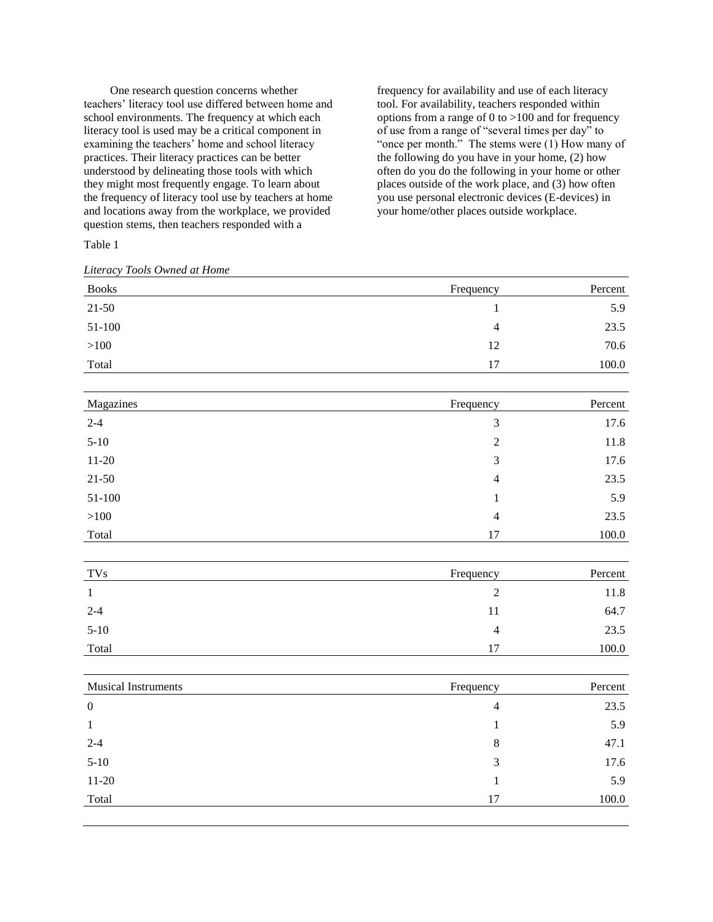One research question concerns whether teachers' literacy tool use differed between home and school environments. The frequency at which each literacy tool is used may be a critical component in examining the teachers' home and school literacy practices. Their literacy practices can be better understood by delineating those tools with which they might most frequently engage. To learn about the frequency of literacy tool use by teachers at home and locations away from the workplace, we provided question stems, then teachers responded with a frequency for availability and use of each literacy tool. For availability, teachers responded within options from a range of 0 to >100 and for frequency of use from a range of "several times per day" to "once per month." The stems were (1) How many of the following do you have in your home, (2) how often do you do the following in your home or other places outside of the work place, and (3) how often you use personal electronic devices (E-devices) in your home/other places outside workplace.

Table 1

*Literacy Tools Owned at Home*

| Books | Frequency | Percent |
|---|---|---|
| 21-50 | 1 | 5.9 |
| 51-100 | 4 | 23.5 |
| >100 | 12 | 70.6 |
| Total | 17 | 100.0 |

| Magazines | Frequency | Percent |
|---|---|---|
| 2-4 | 3 | 17.6 |
| 5-10 | 2 | 11.8 |
| 11-20 | 3 | 17.6 |
| 21-50 | 4 | 23.5 |
| 51-100 | 1 | 5.9 |
| >100 | 4 | 23.5 |
| Total | 17 | 100.0 |

| TVs | Frequency | Percent |
|---|---|---|
| 1 | 2 | 11.8 |
| 2-4 | 11 | 64.7 |
| 5-10 | 4 | 23.5 |
| Total | 17 | 100.0 |

| Musical Instruments | Frequency | Percent |
|---|---|---|
| 0 | 4 | 23.5 |
| 1 | 1 | 5.9 |
| 2-4 | 8 | 47.1 |
| 5-10 | 3 | 17.6 |
| 11-20 | 1 | 5.9 |
| Total | 17 | 100.0 |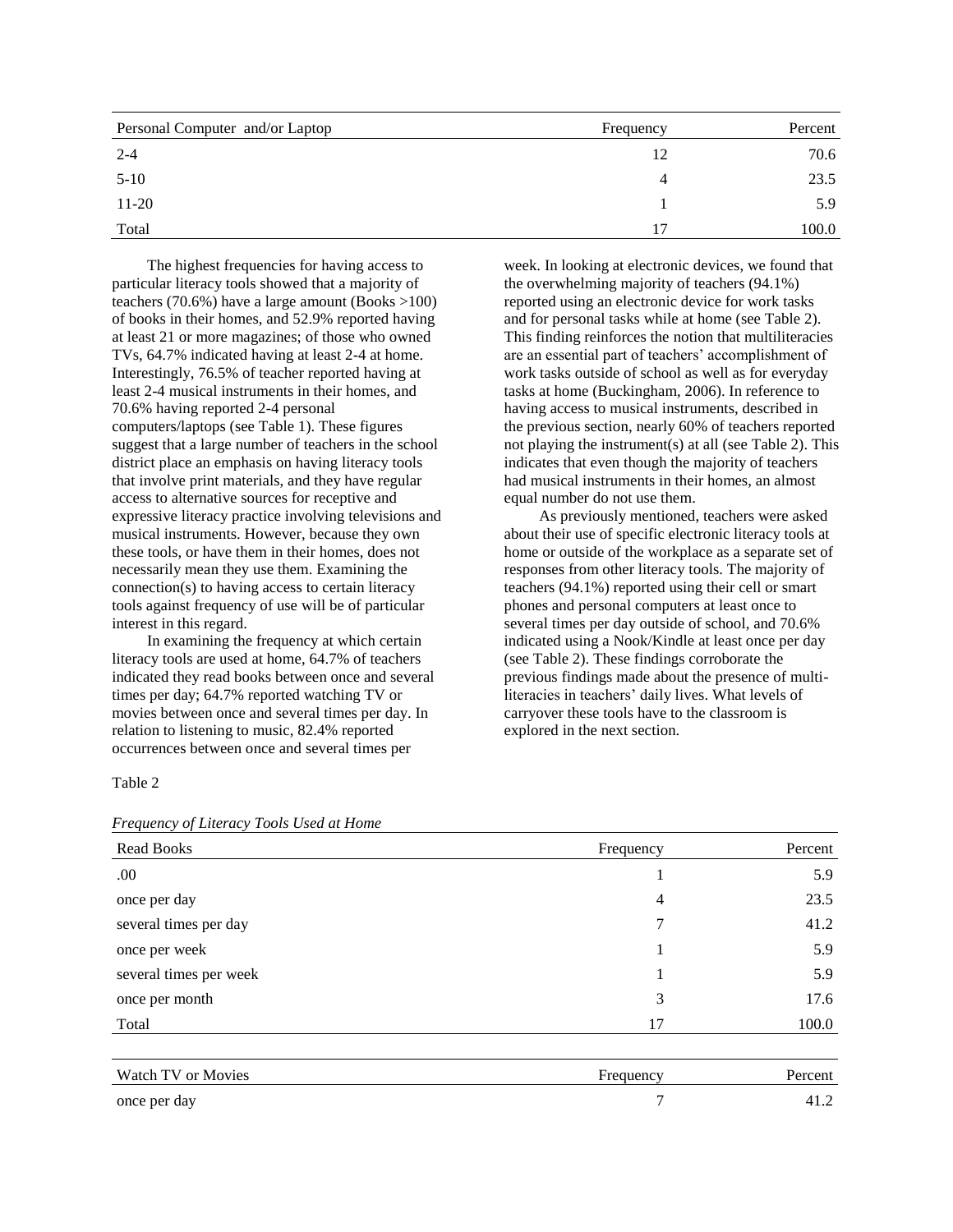| Personal Computer and/or Laptop | Frequency | Percent |
| --- | --- | --- |
| 2-4 | 12 | 70.6 |
| 5-10 | 4 | 23.5 |
| 11-20 | 1 | 5.9 |
| Total | 17 | 100.0 |

The highest frequencies for having access to particular literacy tools showed that a majority of teachers (70.6%) have a large amount (Books >100) of books in their homes, and 52.9% reported having at least 21 or more magazines; of those who owned TVs, 64.7% indicated having at least 2-4 at home. Interestingly, 76.5% of teacher reported having at least 2-4 musical instruments in their homes, and 70.6% having reported 2-4 personal computers/laptops (see Table 1). These figures suggest that a large number of teachers in the school district place an emphasis on having literacy tools that involve print materials, and they have regular access to alternative sources for receptive and expressive literacy practice involving televisions and musical instruments. However, because they own these tools, or have them in their homes, does not necessarily mean they use them. Examining the connection(s) to having access to certain literacy tools against frequency of use will be of particular interest in this regard.

In examining the frequency at which certain literacy tools are used at home, 64.7% of teachers indicated they read books between once and several times per day; 64.7% reported watching TV or movies between once and several times per day. In relation to listening to music, 82.4% reported occurrences between once and several times per week. In looking at electronic devices, we found that the overwhelming majority of teachers (94.1%) reported using an electronic device for work tasks and for personal tasks while at home (see Table 2). This finding reinforces the notion that multiliteracies are an essential part of teachers' accomplishment of work tasks outside of school as well as for everyday tasks at home (Buckingham, 2006). In reference to having access to musical instruments, described in the previous section, nearly 60% of teachers reported not playing the instrument(s) at all (see Table 2). This indicates that even though the majority of teachers had musical instruments in their homes, an almost equal number do not use them.

As previously mentioned, teachers were asked about their use of specific electronic literacy tools at home or outside of the workplace as a separate set of responses from other literacy tools. The majority of teachers (94.1%) reported using their cell or smart phones and personal computers at least once to several times per day outside of school, and 70.6% indicated using a Nook/Kindle at least once per day (see Table 2). These findings corroborate the previous findings made about the presence of multi-literacies in teachers' daily lives. What levels of carryover these tools have to the classroom is explored in the next section.

Table 2

*Frequency of Literacy Tools Used at Home*

| Read Books | Frequency | Percent |
| --- | --- | --- |
| .00 | 1 | 5.9 |
| once per day | 4 | 23.5 |
| several times per day | 7 | 41.2 |
| once per week | 1 | 5.9 |
| several times per week | 1 | 5.9 |
| once per month | 3 | 17.6 |
| Total | 17 | 100.0 |

| Watch TV or Movies | Frequency | Percent |
| --- | --- | --- |
| once per day | 7 | 41.2 |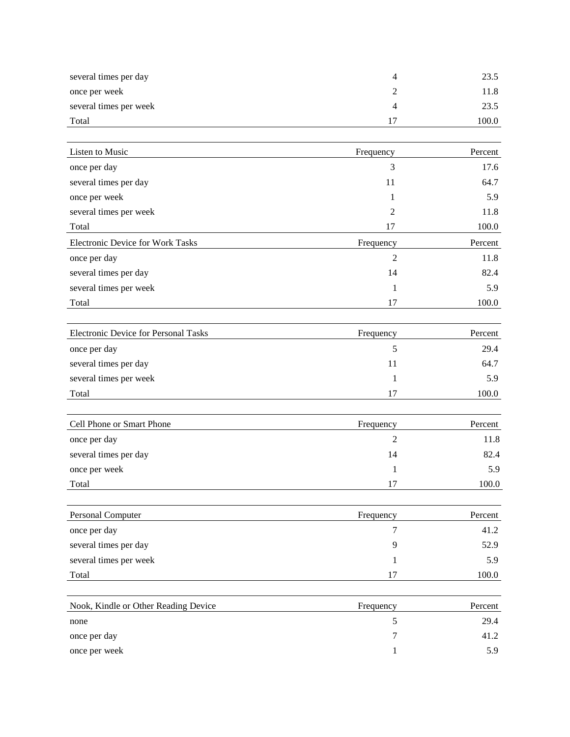| | | |
|---|---|---|
| several times per day | 4 | 23.5 |
| once per week | 2 | 11.8 |
| several times per week | 4 | 23.5 |
| Total | 17 | 100.0 |

| Listen to Music | Frequency | Percent |
|---|---|---|
| once per day | 3 | 17.6 |
| several times per day | 11 | 64.7 |
| once per week | 1 | 5.9 |
| several times per week | 2 | 11.8 |
| Total | 17 | 100.0 |

| Electronic Device for Work Tasks | Frequency | Percent |
|---|---|---|
| once per day | 2 | 11.8 |
| several times per day | 14 | 82.4 |
| several times per week | 1 | 5.9 |
| Total | 17 | 100.0 |

| Electronic Device for Personal Tasks | Frequency | Percent |
|---|---|---|
| once per day | 5 | 29.4 |
| several times per day | 11 | 64.7 |
| several times per week | 1 | 5.9 |
| Total | 17 | 100.0 |

| Cell Phone or Smart Phone | Frequency | Percent |
|---|---|---|
| once per day | 2 | 11.8 |
| several times per day | 14 | 82.4 |
| once per week | 1 | 5.9 |
| Total | 17 | 100.0 |

| Personal Computer | Frequency | Percent |
|---|---|---|
| once per day | 7 | 41.2 |
| several times per day | 9 | 52.9 |
| several times per week | 1 | 5.9 |
| Total | 17 | 100.0 |

| Nook, Kindle or Other Reading Device | Frequency | Percent |
|---|---|---|
| none | 5 | 29.4 |
| once per day | 7 | 41.2 |
| once per week | 1 | 5.9 |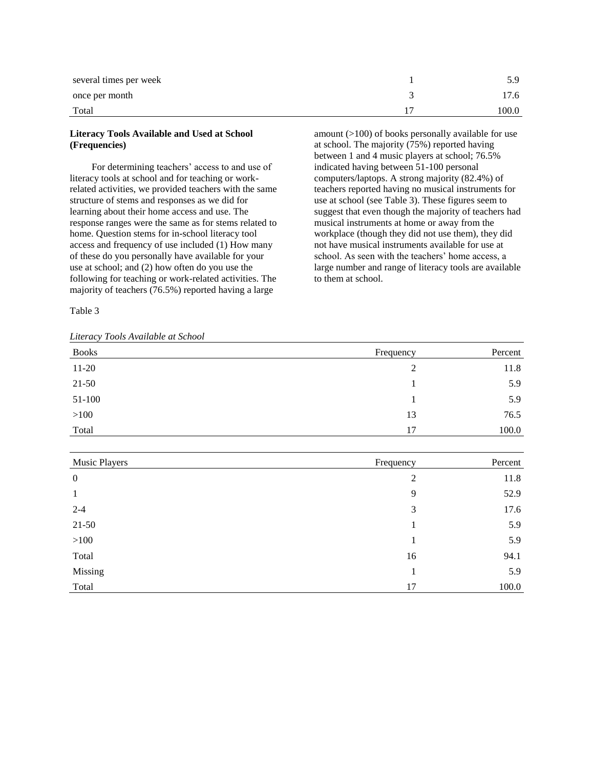| | | |
|---|---|---|
| several times per week | 1 | 5.9 |
| once per month | 3 | 17.6 |
| Total | 17 | 100.0 |

**Literacy Tools Available and Used at School (Frequencies)**

For determining teachers' access to and use of literacy tools at school and for teaching or work-related activities, we provided teachers with the same structure of stems and responses as we did for learning about their home access and use. The response ranges were the same as for stems related to home. Question stems for in-school literacy tool access and frequency of use included (1) How many of these do you personally have available for your use at school; and (2) how often do you use the following for teaching or work-related activities. The majority of teachers (76.5%) reported having a large amount (>100) of books personally available for use at school. The majority (75%) reported having between 1 and 4 music players at school; 76.5% indicated having between 51-100 personal computers/laptops. A strong majority (82.4%) of teachers reported having no musical instruments for use at school (see Table 3). These figures seem to suggest that even though the majority of teachers had musical instruments at home or away from the workplace (though they did not use them), they did not have musical instruments available for use at school. As seen with the teachers' home access, a large number and range of literacy tools are available to them at school.

Table 3

*Literacy Tools Available at School*

| Books | Frequency | Percent |
|---|---|---|
| 11-20 | 2 | 11.8 |
| 21-50 | 1 | 5.9 |
| 51-100 | 1 | 5.9 |
| >100 | 13 | 76.5 |
| Total | 17 | 100.0 |

| Music Players | Frequency | Percent |
|---|---|---|
| 0 | 2 | 11.8 |
| 1 | 9 | 52.9 |
| 2-4 | 3 | 17.6 |
| 21-50 | 1 | 5.9 |
| >100 | 1 | 5.9 |
| Total | 16 | 94.1 |
| Missing | 1 | 5.9 |
| Total | 17 | 100.0 |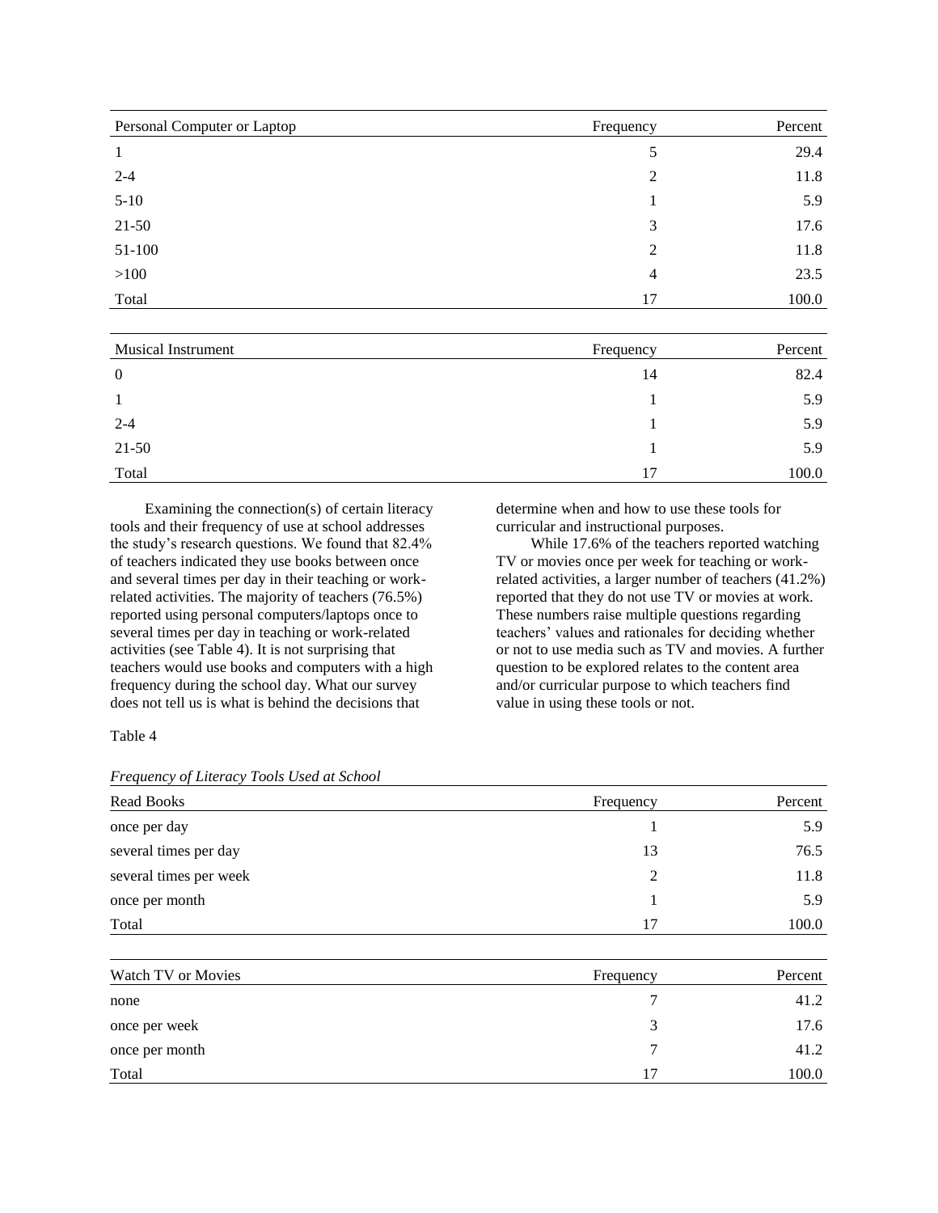| Personal Computer or Laptop | Frequency | Percent |
|---|---|---|
| 1 | 5 | 29.4 |
| 2-4 | 2 | 11.8 |
| 5-10 | 1 | 5.9 |
| 21-50 | 3 | 17.6 |
| 51-100 | 2 | 11.8 |
| >100 | 4 | 23.5 |
| Total | 17 | 100.0 |

| Musical Instrument | Frequency | Percent |
|---|---|---|
| 0 | 14 | 82.4 |
| 1 | 1 | 5.9 |
| 2-4 | 1 | 5.9 |
| 21-50 | 1 | 5.9 |
| Total | 17 | 100.0 |

Examining the connection(s) of certain literacy tools and their frequency of use at school addresses the study's research questions. We found that 82.4% of teachers indicated they use books between once and several times per day in their teaching or work-related activities. The majority of teachers (76.5%) reported using personal computers/laptops once to several times per day in teaching or work-related activities (see Table 4). It is not surprising that teachers would use books and computers with a high frequency during the school day. What our survey does not tell us is what is behind the decisions that determine when and how to use these tools for curricular and instructional purposes.

While 17.6% of the teachers reported watching TV or movies once per week for teaching or work-related activities, a larger number of teachers (41.2%) reported that they do not use TV or movies at work. These numbers raise multiple questions regarding teachers' values and rationales for deciding whether or not to use media such as TV and movies. A further question to be explored relates to the content area and/or curricular purpose to which teachers find value in using these tools or not.

Table 4

*Frequency of Literacy Tools Used at School*

| Read Books | Frequency | Percent |
|---|---|---|
| once per day | 1 | 5.9 |
| several times per day | 13 | 76.5 |
| several times per week | 2 | 11.8 |
| once per month | 1 | 5.9 |
| Total | 17 | 100.0 |

| Watch TV or Movies | Frequency | Percent |
|---|---|---|
| none | 7 | 41.2 |
| once per week | 3 | 17.6 |
| once per month | 7 | 41.2 |
| Total | 17 | 100.0 |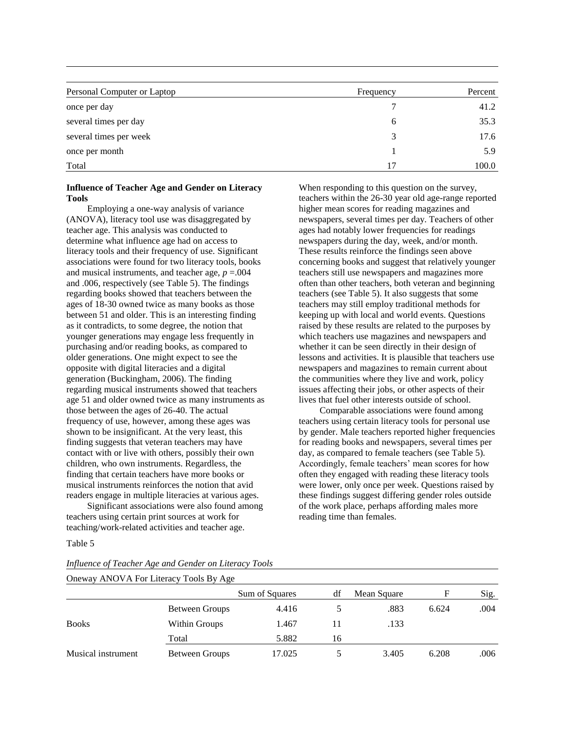| Personal Computer or Laptop | Frequency | Percent |
|---|---|---|
| once per day | 7 | 41.2 |
| several times per day | 6 | 35.3 |
| several times per week | 3 | 17.6 |
| once per month | 1 | 5.9 |
| Total | 17 | 100.0 |

**Influence of Teacher Age and Gender on Literacy Tools**

Employing a one-way analysis of variance (ANOVA), literacy tool use was disaggregated by teacher age. This analysis was conducted to determine what influence age had on access to literacy tools and their frequency of use. Significant associations were found for two literacy tools, books and musical instruments, and teacher age, $p$ =.004 and .006, respectively (see Table 5). The findings regarding books showed that teachers between the ages of 18-30 owned twice as many books as those between 51 and older. This is an interesting finding as it contradicts, to some degree, the notion that younger generations may engage less frequently in purchasing and/or reading books, as compared to older generations. One might expect to see the opposite with digital literacies and a digital generation (Buckingham, 2006). The finding regarding musical instruments showed that teachers age 51 and older owned twice as many instruments as those between the ages of 26-40. The actual frequency of use, however, among these ages was shown to be insignificant. At the very least, this finding suggests that veteran teachers may have contact with or live with others, possibly their own children, who own instruments. Regardless, the finding that certain teachers have more books or musical instruments reinforces the notion that avid readers engage in multiple literacies at various ages.

Significant associations were also found among teachers using certain print sources at work for teaching/work-related activities and teacher age. When responding to this question on the survey, teachers within the 26-30 year old age-range reported higher mean scores for reading magazines and newspapers, several times per day. Teachers of other ages had notably lower frequencies for readings newspapers during the day, week, and/or month. These results reinforce the findings seen above concerning books and suggest that relatively younger teachers still use newspapers and magazines more often than other teachers, both veteran and beginning teachers (see Table 5). It also suggests that some teachers may still employ traditional methods for keeping up with local and world events. Questions raised by these results are related to the purposes by which teachers use magazines and newspapers and whether it can be seen directly in their design of lessons and activities. It is plausible that teachers use newspapers and magazines to remain current about the communities where they live and work, policy issues affecting their jobs, or other aspects of their lives that fuel other interests outside of school.

Comparable associations were found among teachers using certain literacy tools for personal use by gender. Male teachers reported higher frequencies for reading books and newspapers, several times per day, as compared to female teachers (see Table 5). Accordingly, female teachers' mean scores for how often they engaged with reading these literacy tools were lower, only once per week. Questions raised by these findings suggest differing gender roles outside of the work place, perhaps affording males more reading time than females.

Table 5

*Influence of Teacher Age and Gender on Literacy Tools*

Oneway ANOVA For Literacy Tools By Age

| | | Sum of Squares | df | Mean Square | F | Sig. |
|---|---|---|---|---|---|---|
| Books | Between Groups | 4.416 | 5 | .883 | 6.624 | .004 |
| | Within Groups | 1.467 | 11 | .133 | | |
| | Total | 5.882 | 16 | | | |
| Musical instrument | Between Groups | 17.025 | 5 | 3.405 | 6.208 | .006 |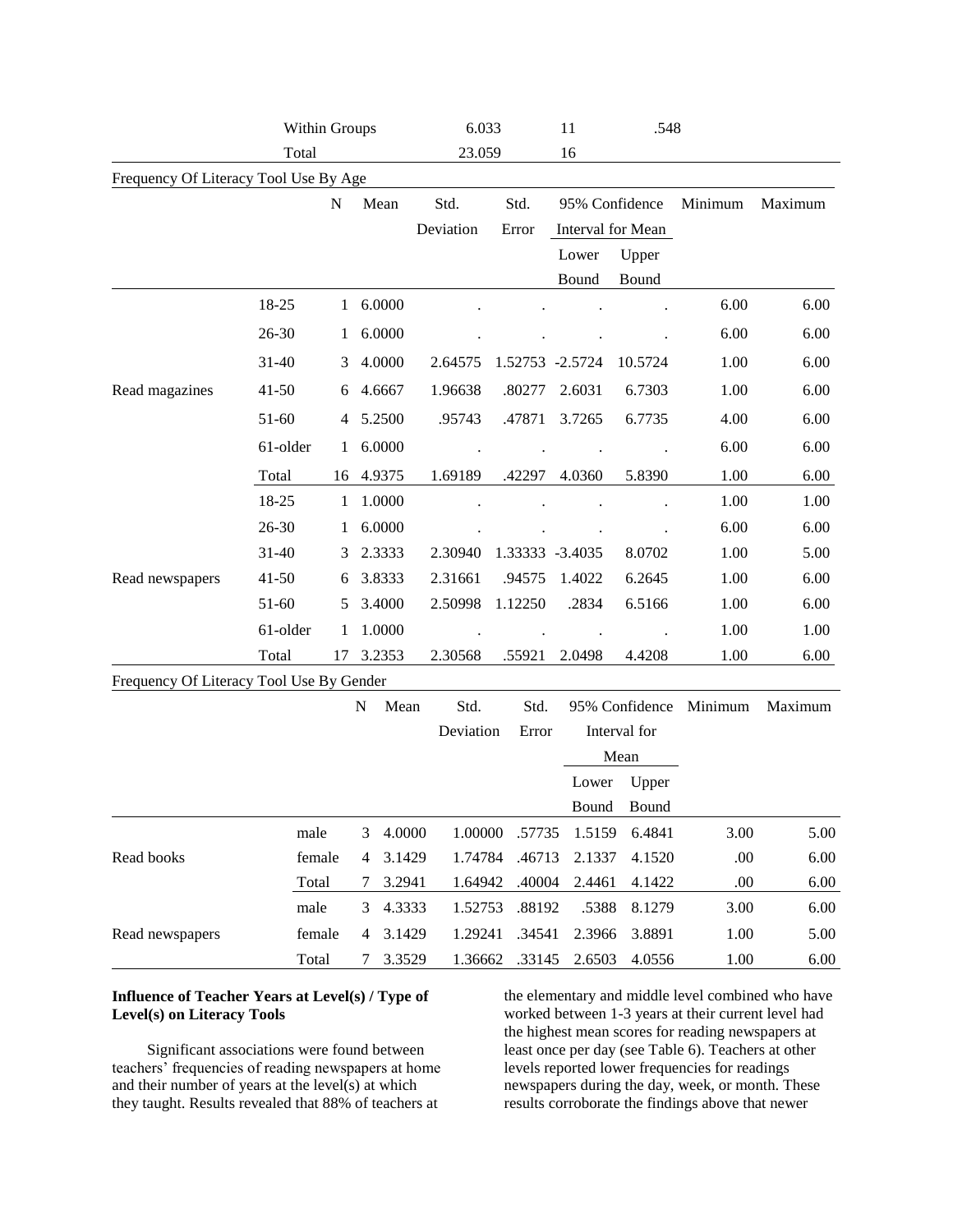| | Within Groups | 6.033 | 11 | .548 |
|---|---|---|---|---|
| | Total | 23.059 | 16 | |

Frequency Of Literacy Tool Use By Age

| | | N | Mean | Std. Deviation | Std. Error | 95% Confidence Interval for Mean | | Minimum | Maximum |
|---|---|---|---|---|---|---|---|---|---|
| | | | | | | Lower Bound | Upper Bound | | |
| Read magazines | 18-25 | 1 | 6.0000 | . | . | . | . | 6.00 | 6.00 |
| | 26-30 | 1 | 6.0000 | . | . | . | . | 6.00 | 6.00 |
| | 31-40 | 3 | 4.0000 | 2.64575 | 1.52753 | -2.5724 | 10.5724 | 1.00 | 6.00 |
| | 41-50 | 6 | 4.6667 | 1.96638 | .80277 | 2.6031 | 6.7303 | 1.00 | 6.00 |
| | 51-60 | 4 | 5.2500 | .95743 | .47871 | 3.7265 | 6.7735 | 4.00 | 6.00 |
| | 61-older | 1 | 6.0000 | . | . | . | . | 6.00 | 6.00 |
| | Total | 16 | 4.9375 | 1.69189 | .42297 | 4.0360 | 5.8390 | 1.00 | 6.00 |
| Read newspapers | 18-25 | 1 | 1.0000 | . | . | . | . | 1.00 | 1.00 |
| | 26-30 | 1 | 6.0000 | . | . | . | . | 6.00 | 6.00 |
| | 31-40 | 3 | 2.3333 | 2.30940 | 1.33333 | -3.4035 | 8.0702 | 1.00 | 5.00 |
| | 41-50 | 6 | 3.8333 | 2.31661 | .94575 | 1.4022 | 6.2645 | 1.00 | 6.00 |
| | 51-60 | 5 | 3.4000 | 2.50998 | 1.12250 | .2834 | 6.5166 | 1.00 | 6.00 |
| | 61-older | 1 | 1.0000 | . | . | . | . | 1.00 | 1.00 |
| | Total | 17 | 3.2353 | 2.30568 | .55921 | 2.0498 | 4.4208 | 1.00 | 6.00 |

Frequency Of Literacy Tool Use By Gender

| | | N | Mean | Std. Deviation | Std. Error | 95% Confidence Interval for Mean | | Minimum | Maximum |
|---|---|---|---|---|---|---|---|---|---|
| | | | | | | Lower Bound | Upper Bound | | |
| Read books | male | 3 | 4.0000 | 1.00000 | .57735 | 1.5159 | 6.4841 | 3.00 | 5.00 |
| | female | 4 | 3.1429 | 1.74784 | .46713 | 2.1337 | 4.1520 | .00 | 6.00 |
| | Total | 7 | 3.2941 | 1.64942 | .40004 | 2.4461 | 4.1422 | .00 | 6.00 |
| Read newspapers | male | 3 | 4.3333 | 1.52753 | .88192 | .5388 | 8.1279 | 3.00 | 6.00 |
| | female | 4 | 3.1429 | 1.29241 | .34541 | 2.3966 | 3.8891 | 1.00 | 5.00 |
| | Total | 7 | 3.3529 | 1.36662 | .33145 | 2.6503 | 4.0556 | 1.00 | 6.00 |

### Influence of Teacher Years at Level(s) / Type of Level(s) on Literacy Tools

Significant associations were found between teachers' frequencies of reading newspapers at home and their number of years at the level(s) at which they taught. Results revealed that 88% of teachers at the elementary and middle level combined who have worked between 1-3 years at their current level had the highest mean scores for reading newspapers at least once per day (see Table 6). Teachers at other levels reported lower frequencies for readings newspapers during the day, week, or month. These results corroborate the findings above that newer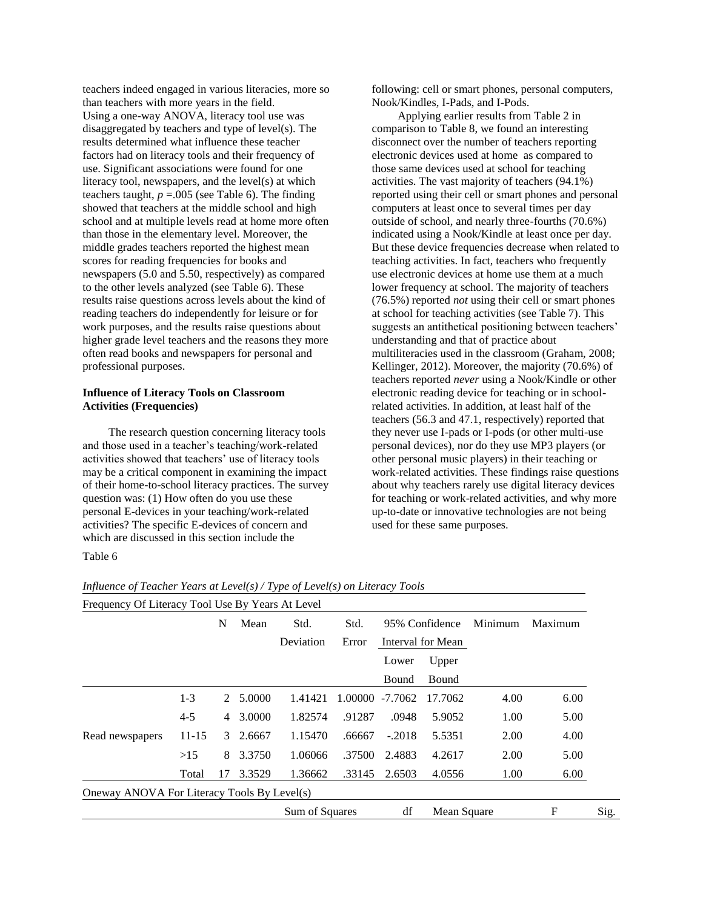teachers indeed engaged in various literacies, more so than teachers with more years in the field.

Using a one-way ANOVA, literacy tool use was disaggregated by teachers and type of level(s). The results determined what influence these teacher factors had on literacy tools and their frequency of use. Significant associations were found for one literacy tool, newspapers, and the level(s) at which teachers taught, $p = .005$ (see Table 6). The finding showed that teachers at the middle school and high school and at multiple levels read at home more often than those in the elementary level. Moreover, the middle grades teachers reported the highest mean scores for reading frequencies for books and newspapers (5.0 and 5.50, respectively) as compared to the other levels analyzed (see Table 6). These results raise questions across levels about the kind of reading teachers do independently for leisure or for work purposes, and the results raise questions about higher grade level teachers and the reasons they more often read books and newspapers for personal and professional purposes.

**Influence of Literacy Tools on Classroom Activities (Frequencies)**

The research question concerning literacy tools and those used in a teacher's teaching/work-related activities showed that teachers' use of literacy tools may be a critical component in examining the impact of their home-to-school literacy practices. The survey question was: (1) How often do you use these personal E-devices in your teaching/work-related activities? The specific E-devices of concern and which are discussed in this section include the following: cell or smart phones, personal computers, Nook/Kindles, I-Pads, and I-Pods.

Applying earlier results from Table 2 in comparison to Table 8, we found an interesting disconnect over the number of teachers reporting electronic devices used at home as compared to those same devices used at school for teaching activities. The vast majority of teachers (94.1%) reported using their cell or smart phones and personal computers at least once to several times per day outside of school, and nearly three-fourths (70.6%) indicated using a Nook/Kindle at least once per day. But these device frequencies decrease when related to teaching activities. In fact, teachers who frequently use electronic devices at home use them at a much lower frequency at school. The majority of teachers (76.5%) reported *not* using their cell or smart phones at school for teaching activities (see Table 7). This suggests an antithetical positioning between teachers' understanding and that of practice about multiliteracies used in the classroom (Graham, 2008; Kellinger, 2012). Moreover, the majority (70.6%) of teachers reported *never* using a Nook/Kindle or other electronic reading device for teaching or in school-related activities. In addition, at least half of the teachers (56.3 and 47.1, respectively) reported that they never use I-pads or I-pods (or other multi-use personal devices), nor do they use MP3 players (or other personal music players) in their teaching or work-related activities. These findings raise questions about why teachers rarely use digital literacy devices for teaching or work-related activities, and why more up-to-date or innovative technologies are not being used for these same purposes.

Table 6

*Influence of Teacher Years at Level(s) / Type of Level(s) on Literacy Tools*

Frequency Of Literacy Tool Use By Years At Level

| | | N | Mean | Std. Deviation | Std. Error | 95% Confidence Interval for Mean Lower Bound | Upper Bound | Minimum | Maximum |
|---|---|---|---|---|---|---|---|---|---|
| Read newspapers | 1-3 | 2 | 5.0000 | 1.41421 | 1.00000 | -7.7062 | 17.7062 | 4.00 | 6.00 |
| | 4-5 | 4 | 3.0000 | 1.82574 | .91287 | .0948 | 5.9052 | 1.00 | 5.00 |
| | 11-15 | 3 | 2.6667 | 1.15470 | .66667 | -.2018 | 5.5351 | 2.00 | 4.00 |
| | >15 | 8 | 3.3750 | 1.06066 | .37500 | 2.4883 | 4.2617 | 2.00 | 5.00 |
| | Total | 17 | 3.3529 | 1.36662 | .33145 | 2.6503 | 4.0556 | 1.00 | 6.00 |

Oneway ANOVA For Literacy Tools By Level(s)

| | Sum of Squares | df | Mean Square | F | Sig. |
|---|---|---|---|---|---|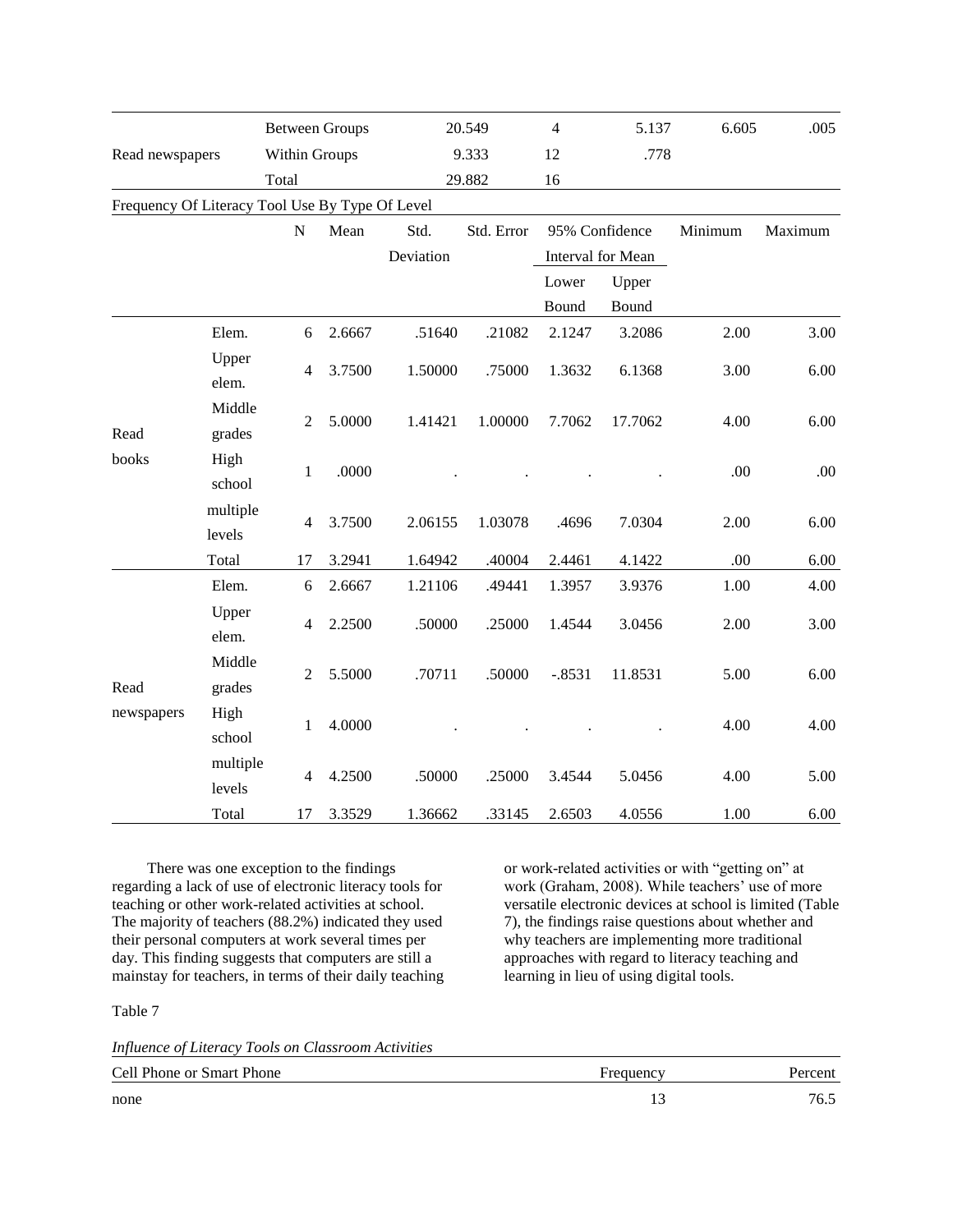| | | | | | | | |
|---|---|---|---|---|---|---|---|
| Read newspapers | Between Groups | 20.549 | 4 | 5.137 | 6.605 | .005 |
| | Within Groups | 9.333 | 12 | .778 | | |
| | Total | 29.882 | 16 | | | |

Frequency Of Literacy Tool Use By Type Of Level

| | | N | Mean | Std. Deviation | Std. Error | 95% Confidence Interval for Mean | | Minimum | Maximum |
|---|---|---|---|---|---|---|---|---|---|
| | | | | | | Lower Bound | Upper Bound | | |
| Read books | Elem. | 6 | 2.6667 | .51640 | .21082 | 2.1247 | 3.2086 | 2.00 | 3.00 |
| | Upper elem. | 4 | 3.7500 | 1.50000 | .75000 | 1.3632 | 6.1368 | 3.00 | 6.00 |
| | Middle grades | 2 | 5.0000 | 1.41421 | 1.00000 | 7.7062 | 17.7062 | 4.00 | 6.00 |
| | High school | 1 | .0000 | . | . | . | . | .00 | .00 |
| | multiple levels | 4 | 3.7500 | 2.06155 | 1.03078 | .4696 | 7.0304 | 2.00 | 6.00 |
| | Total | 17 | 3.2941 | 1.64942 | .40004 | 2.4461 | 4.1422 | .00 | 6.00 |
| Read newspapers | Elem. | 6 | 2.6667 | 1.21106 | .49441 | 1.3957 | 3.9376 | 1.00 | 4.00 |
| | Upper elem. | 4 | 2.2500 | .50000 | .25000 | 1.4544 | 3.0456 | 2.00 | 3.00 |
| | Middle grades | 2 | 5.5000 | .70711 | .50000 | -.8531 | 11.8531 | 5.00 | 6.00 |
| | High school | 1 | 4.0000 | . | . | . | . | 4.00 | 4.00 |
| | multiple levels | 4 | 4.2500 | .50000 | .25000 | 3.4544 | 5.0456 | 4.00 | 5.00 |
| | Total | 17 | 3.3529 | 1.36662 | .33145 | 2.6503 | 4.0556 | 1.00 | 6.00 |

There was one exception to the findings regarding a lack of use of electronic literacy tools for teaching or other work-related activities at school. The majority of teachers (88.2%) indicated they used their personal computers at work several times per day. This finding suggests that computers are still a mainstay for teachers, in terms of their daily teaching or work-related activities or with "getting on" at work (Graham, 2008). While teachers' use of more versatile electronic devices at school is limited (Table 7), the findings raise questions about whether and why teachers are implementing more traditional approaches with regard to literacy teaching and learning in lieu of using digital tools.

Table 7

*Influence of Literacy Tools on Classroom Activities*

| Cell Phone or Smart Phone | Frequency | Percent |
|---|---|---|
| none | 13 | 76.5 |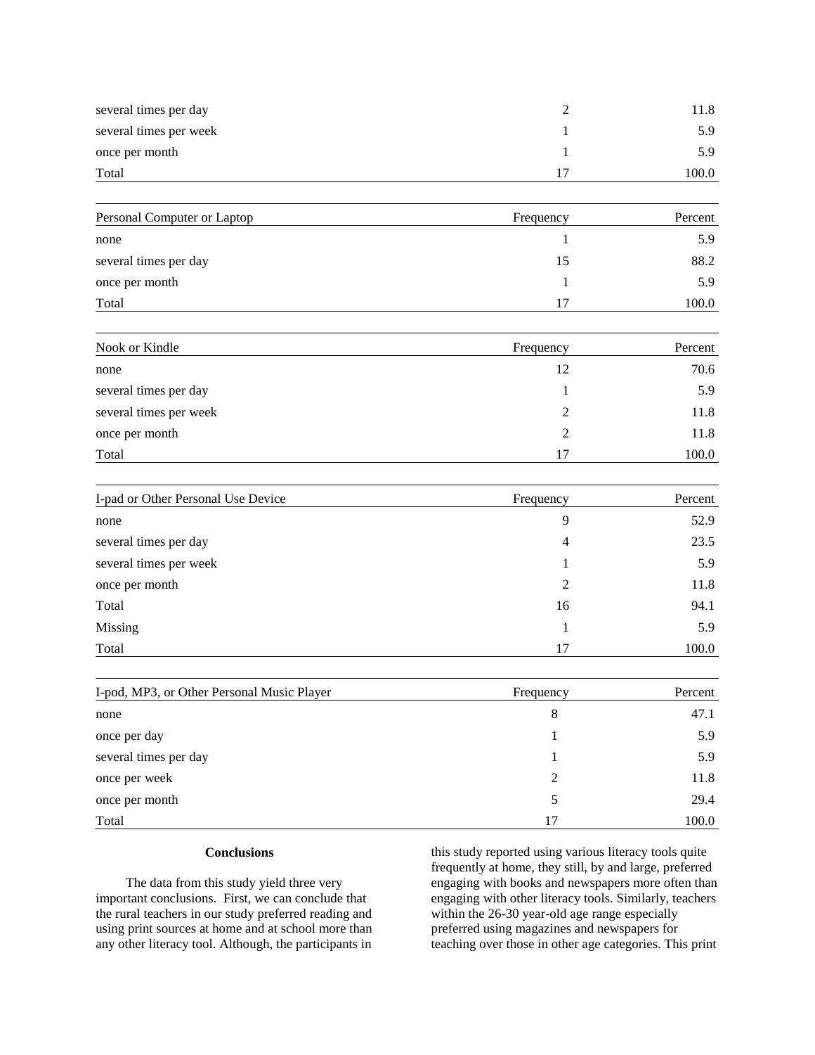| | | |
|---|---|---|
| several times per day | 2 | 11.8 |
| several times per week | 1 | 5.9 |
| once per month | 1 | 5.9 |
| Total | 17 | 100.0 |

| Personal Computer or Laptop | Frequency | Percent |
|---|---|---|
| none | 1 | 5.9 |
| several times per day | 15 | 88.2 |
| once per month | 1 | 5.9 |
| Total | 17 | 100.0 |

| Nook or Kindle | Frequency | Percent |
|---|---|---|
| none | 12 | 70.6 |
| several times per day | 1 | 5.9 |
| several times per week | 2 | 11.8 |
| once per month | 2 | 11.8 |
| Total | 17 | 100.0 |

| I-pad or Other Personal Use Device | Frequency | Percent |
|---|---|---|
| none | 9 | 52.9 |
| several times per day | 4 | 23.5 |
| several times per week | 1 | 5.9 |
| once per month | 2 | 11.8 |
| Total | 16 | 94.1 |
| Missing | 1 | 5.9 |
| Total | 17 | 100.0 |

| I-pod, MP3, or Other Personal Music Player | Frequency | Percent |
|---|---|---|
| none | 8 | 47.1 |
| once per day | 1 | 5.9 |
| several times per day | 1 | 5.9 |
| once per week | 2 | 11.8 |
| once per month | 5 | 29.4 |
| Total | 17 | 100.0 |

## Conclusions

The data from this study yield three very important conclusions. First, we can conclude that the rural teachers in our study preferred reading and using print sources at home and at school more than any other literacy tool. Although, the participants in this study reported using various literacy tools quite frequently at home, they still, by and large, preferred engaging with books and newspapers more often than engaging with other literacy tools. Similarly, teachers within the 26-30 year-old age range especially preferred using magazines and newspapers for teaching over those in other age categories. This print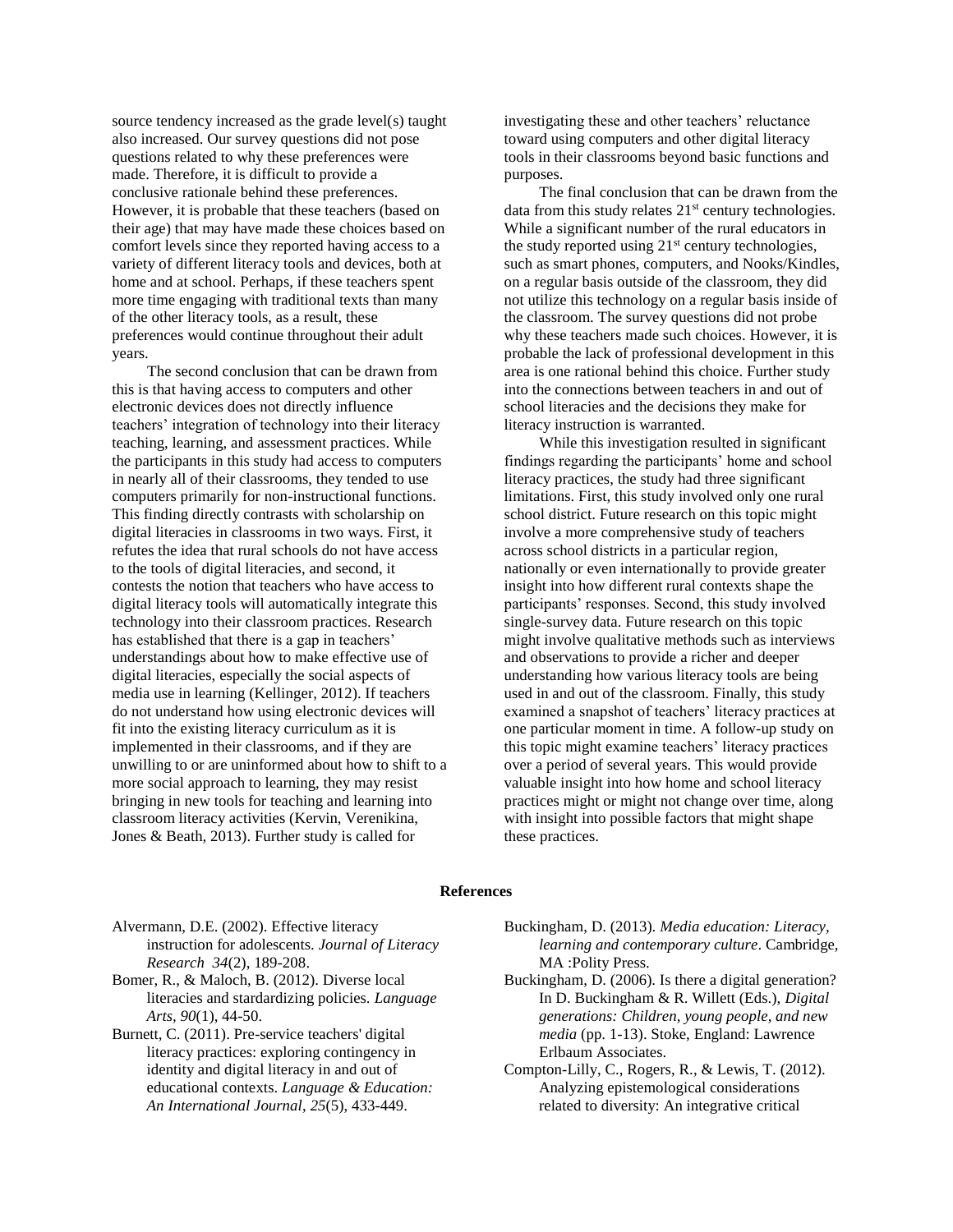source tendency increased as the grade level(s) taught also increased. Our survey questions did not pose questions related to why these preferences were made. Therefore, it is difficult to provide a conclusive rationale behind these preferences. However, it is probable that these teachers (based on their age) that may have made these choices based on comfort levels since they reported having access to a variety of different literacy tools and devices, both at home and at school. Perhaps, if these teachers spent more time engaging with traditional texts than many of the other literacy tools, as a result, these preferences would continue throughout their adult years.

The second conclusion that can be drawn from this is that having access to computers and other electronic devices does not directly influence teachers' integration of technology into their literacy teaching, learning, and assessment practices. While the participants in this study had access to computers in nearly all of their classrooms, they tended to use computers primarily for non-instructional functions. This finding directly contrasts with scholarship on digital literacies in classrooms in two ways. First, it refutes the idea that rural schools do not have access to the tools of digital literacies, and second, it contests the notion that teachers who have access to digital literacy tools will automatically integrate this technology into their classroom practices. Research has established that there is a gap in teachers' understandings about how to make effective use of digital literacies, especially the social aspects of media use in learning (Kellinger, 2012). If teachers do not understand how using electronic devices will fit into the existing literacy curriculum as it is implemented in their classrooms, and if they are unwilling to or are uninformed about how to shift to a more social approach to learning, they may resist bringing in new tools for teaching and learning into classroom literacy activities (Kervin, Verenikina, Jones & Beath, 2013). Further study is called for investigating these and other teachers' reluctance toward using computers and other digital literacy tools in their classrooms beyond basic functions and purposes.

The final conclusion that can be drawn from the data from this study relates 21st century technologies. While a significant number of the rural educators in the study reported using 21st century technologies, such as smart phones, computers, and Nooks/Kindles, on a regular basis outside of the classroom, they did not utilize this technology on a regular basis inside of the classroom. The survey questions did not probe why these teachers made such choices. However, it is probable the lack of professional development in this area is one rational behind this choice. Further study into the connections between teachers in and out of school literacies and the decisions they make for literacy instruction is warranted.

While this investigation resulted in significant findings regarding the participants' home and school literacy practices, the study had three significant limitations. First, this study involved only one rural school district. Future research on this topic might involve a more comprehensive study of teachers across school districts in a particular region, nationally or even internationally to provide greater insight into how different rural contexts shape the participants' responses. Second, this study involved single-survey data. Future research on this topic might involve qualitative methods such as interviews and observations to provide a richer and deeper understanding how various literacy tools are being used in and out of the classroom. Finally, this study examined a snapshot of teachers' literacy practices at one particular moment in time. A follow-up study on this topic might examine teachers' literacy practices over a period of several years. This would provide valuable insight into how home and school literacy practices might or might not change over time, along with insight into possible factors that might shape these practices.

## References

Alvermann, D.E. (2002). Effective literacy instruction for adolescents. *Journal of Literacy Research 34*(2), 189-208.

Bomer, R., & Maloch, B. (2012). Diverse local literacies and stardardizing policies. *Language Arts, 90*(1), 44-50.

Burnett, C. (2011). Pre-service teachers' digital literacy practices: exploring contingency in identity and digital literacy in and out of educational contexts. *Language & Education: An International Journal*, *25*(5), 433-449.

Buckingham, D. (2013). *Media education: Literacy, learning and contemporary culture*. Cambridge, MA :Polity Press.

Buckingham, D. (2006). Is there a digital generation? In D. Buckingham & R. Willett (Eds.), *Digital generations: Children, young people, and new media* (pp. 1-13). Stoke, England: Lawrence Erlbaum Associates.

Compton-Lilly, C., Rogers, R., & Lewis, T. (2012). Analyzing epistemological considerations related to diversity: An integrative critical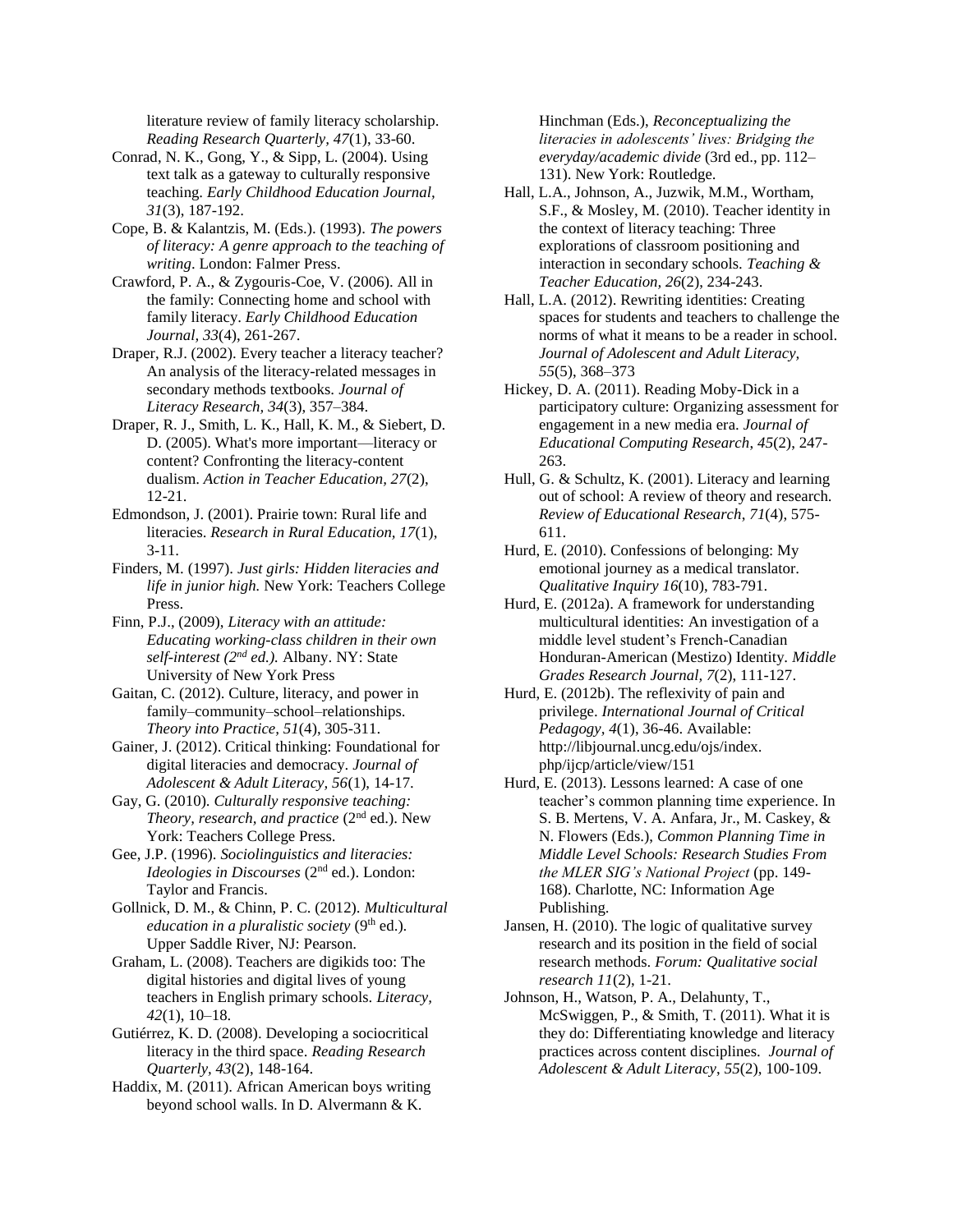literature review of family literacy scholarship. *Reading Research Quarterly, 47*(1), 33-60.

Conrad, N. K., Gong, Y., & Sipp, L. (2004). Using text talk as a gateway to culturally responsive teaching. *Early Childhood Education Journal, 31*(3), 187-192.

Cope, B. & Kalantzis, M. (Eds.). (1993). *The powers of literacy: A genre approach to the teaching of writing*. London: Falmer Press.

Crawford, P. A., & Zygouris-Coe, V. (2006). All in the family: Connecting home and school with family literacy. *Early Childhood Education Journal, 33*(4), 261-267.

Draper, R.J. (2002). Every teacher a literacy teacher? An analysis of the literacy-related messages in secondary methods textbooks. *Journal of Literacy Research, 34*(3), 357–384.

Draper, R. J., Smith, L. K., Hall, K. M., & Siebert, D. D. (2005). What's more important—literacy or content? Confronting the literacy-content dualism. *Action in Teacher Education, 27*(2), 12-21.

Edmondson, J. (2001). Prairie town: Rural life and literacies. *Research in Rural Education, 17*(1), 3-11.

Finders, M. (1997). *Just girls: Hidden literacies and life in junior high.* New York: Teachers College Press.

Finn, P.J., (2009), *Literacy with an attitude: Educating working-class children in their own self-interest (2nd ed.).* Albany. NY: State University of New York Press

Gaitan, C. (2012). Culture, literacy, and power in family–community–school–relationships. *Theory into Practice, 51*(4), 305-311.

Gainer, J. (2012). Critical thinking: Foundational for digital literacies and democracy. *Journal of Adolescent & Adult Literacy, 56*(1), 14-17.

Gay, G. (2010). *Culturally responsive teaching: Theory, research, and practice* (2nd ed.). New York: Teachers College Press.

Gee, J.P. (1996). *Sociolinguistics and literacies: Ideologies in Discourses* (2nd ed.). London: Taylor and Francis.

Gollnick, D. M., & Chinn, P. C. (2012). *Multicultural education in a pluralistic society* (9th ed.). Upper Saddle River, NJ: Pearson.

Graham, L. (2008). Teachers are digikids too: The digital histories and digital lives of young teachers in English primary schools. *Literacy, 42*(1), 10–18.

Gutiérrez, K. D. (2008). Developing a sociocritical literacy in the third space. *Reading Research Quarterly, 43*(2), 148-164.

Haddix, M. (2011). African American boys writing beyond school walls. In D. Alvermann & K. Hinchman (Eds.), *Reconceptualizing the literacies in adolescents' lives: Bridging the everyday/academic divide* (3rd ed., pp. 112–131). New York: Routledge.

Hall, L.A., Johnson, A., Juzwik, M.M., Wortham, S.F., & Mosley, M. (2010). Teacher identity in the context of literacy teaching: Three explorations of classroom positioning and interaction in secondary schools. *Teaching & Teacher Education, 26*(2), 234-243.

Hall, L.A. (2012). Rewriting identities: Creating spaces for students and teachers to challenge the norms of what it means to be a reader in school. *Journal of Adolescent and Adult Literacy, 55*(5), 368–373

Hickey, D. A. (2011). Reading Moby-Dick in a participatory culture: Organizing assessment for engagement in a new media era. *Journal of Educational Computing Research, 45*(2), 247-263.

Hull, G. & Schultz, K. (2001). Literacy and learning out of school: A review of theory and research. *Review of Educational Research, 71*(4), 575-611.

Hurd, E. (2010). Confessions of belonging: My emotional journey as a medical translator. *Qualitative Inquiry 16*(10), 783-791.

Hurd, E. (2012a). A framework for understanding multicultural identities: An investigation of a middle level student's French-Canadian Honduran-American (Mestizo) Identity. *Middle Grades Research Journal, 7*(2), 111-127.

Hurd, E. (2012b). The reflexivity of pain and privilege. *International Journal of Critical Pedagogy, 4*(1), 36-46. Available: http://libjournal.uncg.edu/ojs/index.php/ijcp/article/view/151

Hurd, E. (2013). Lessons learned: A case of one teacher's common planning time experience. In S. B. Mertens, V. A. Anfara, Jr., M. Caskey, & N. Flowers (Eds.), *Common Planning Time in Middle Level Schools: Research Studies From the MLER SIG's National Project* (pp. 149-168). Charlotte, NC: Information Age Publishing.

Jansen, H. (2010). The logic of qualitative survey research and its position in the field of social research methods. *Forum: Qualitative social research 11*(2), 1-21.

Johnson, H., Watson, P. A., Delahunty, T., McSwiggen, P., & Smith, T. (2011). What it is they do: Differentiating knowledge and literacy practices across content disciplines. *Journal of Adolescent & Adult Literacy*, *55*(2), 100-109.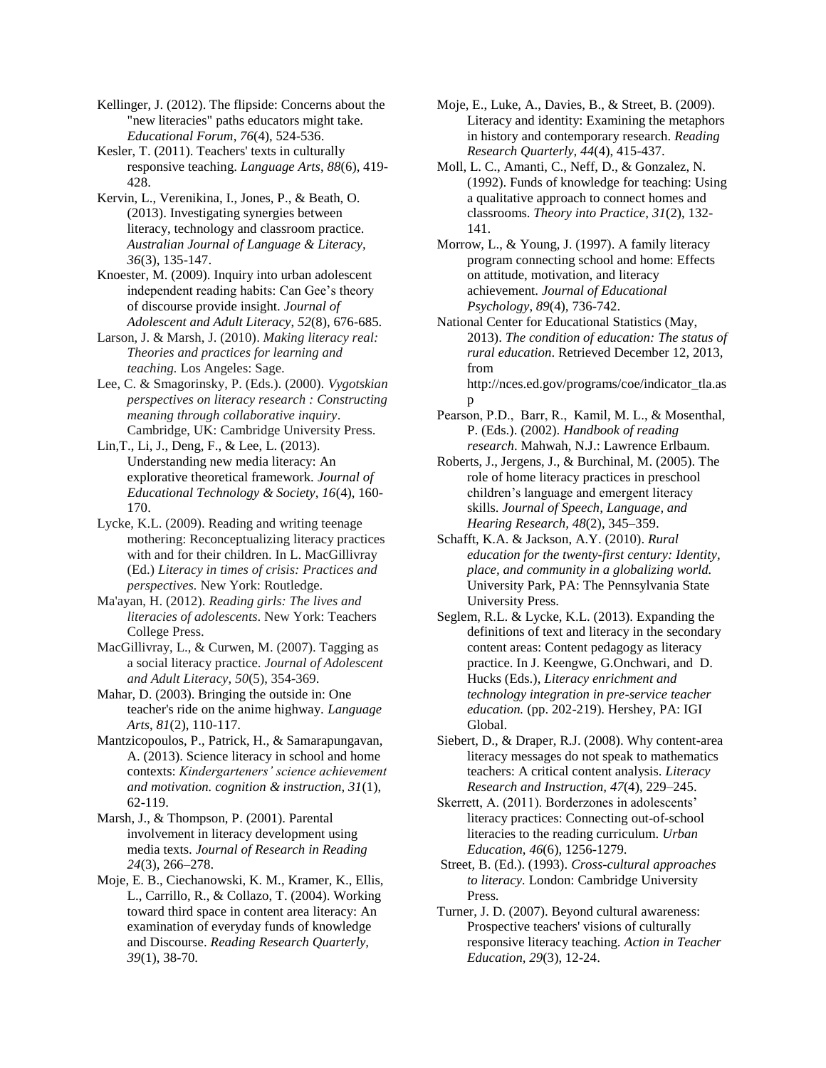Kellinger, J. (2012). The flipside: Concerns about the "new literacies" paths educators might take. *Educational Forum*, *76*(4), 524-536.

Kesler, T. (2011). Teachers' texts in culturally responsive teaching. *Language Arts*, *88*(6), 419-428.

Kervin, L., Verenikina, I., Jones, P., & Beath, O. (2013). Investigating synergies between literacy, technology and classroom practice. *Australian Journal of Language & Literacy, 36*(3), 135-147.

Knoester, M. (2009). Inquiry into urban adolescent independent reading habits: Can Gee's theory of discourse provide insight. *Journal of Adolescent and Adult Literacy*, *52*(8), 676-685.

Larson, J. & Marsh, J. (2010). *Making literacy real: Theories and practices for learning and teaching.* Los Angeles: Sage.

Lee, C. & Smagorinsky, P. (Eds.). (2000). *Vygotskian perspectives on literacy research : Constructing meaning through collaborative inquiry*. Cambridge, UK: Cambridge University Press.

Lin,T., Li, J., Deng, F., & Lee, L. (2013). Understanding new media literacy: An explorative theoretical framework. *Journal of Educational Technology & Society, 16*(4), 160-170.

Lycke, K.L. (2009). Reading and writing teenage mothering: Reconceptualizing literacy practices with and for their children. In L. MacGillivray (Ed.) *Literacy in times of crisis: Practices and perspectives*. New York: Routledge.

Ma'ayan, H. (2012). *Reading girls: The lives and literacies of adolescents*. New York: Teachers College Press.

MacGillivray, L., & Curwen, M. (2007). Tagging as a social literacy practice. *Journal of Adolescent and Adult Literacy, 50*(5), 354-369.

Mahar, D. (2003). Bringing the outside in: One teacher's ride on the anime highway. *Language Arts*, *81*(2), 110-117.

Mantzicopoulos, P., Patrick, H., & Samarapungavan, A. (2013). Science literacy in school and home contexts: *Kindergarteners' science achievement and motivation. cognition & instruction, 31*(1), 62-119.

Marsh, J., & Thompson, P. (2001). Parental involvement in literacy development using media texts. *Journal of Research in Reading 24*(3), 266–278.

Moje, E. B., Ciechanowski, K. M., Kramer, K., Ellis, L., Carrillo, R., & Collazo, T. (2004). Working toward third space in content area literacy: An examination of everyday funds of knowledge and Discourse. *Reading Research Quarterly, 39*(1), 38-70.

Moje, E., Luke, A., Davies, B., & Street, B. (2009). Literacy and identity: Examining the metaphors in history and contemporary research. *Reading Research Quarterly, 44*(4), 415-437.

Moll, L. C., Amanti, C., Neff, D., & Gonzalez, N. (1992). Funds of knowledge for teaching: Using a qualitative approach to connect homes and classrooms. *Theory into Practice, 31*(2), 132-141.

Morrow, L., & Young, J. (1997). A family literacy program connecting school and home: Effects on attitude, motivation, and literacy achievement. *Journal of Educational Psychology*, *89*(4), 736-742.

National Center for Educational Statistics (May, 2013). *The condition of education: The status of rural education*. Retrieved December 12, 2013, from http://nces.ed.gov/programs/coe/indicator_tla.asp

Pearson, P.D., Barr, R., Kamil, M. L., & Mosenthal, P. (Eds.). (2002). *Handbook of reading research*. Mahwah, N.J.: Lawrence Erlbaum.

Roberts, J., Jergens, J., & Burchinal, M. (2005). The role of home literacy practices in preschool children's language and emergent literacy skills. *Journal of Speech, Language, and Hearing Research, 48*(2), 345–359.

Schafft, K.A. & Jackson, A.Y. (2010). *Rural education for the twenty-first century: Identity, place, and community in a globalizing world.* University Park, PA: The Pennsylvania State University Press.

Seglem, R.L. & Lycke, K.L. (2013). Expanding the definitions of text and literacy in the secondary content areas: Content pedagogy as literacy practice. In J. Keengwe, G.Onchwari, and D. Hucks (Eds.), *Literacy enrichment and technology integration in pre-service teacher education.* (pp. 202-219). Hershey, PA: IGI Global.

Siebert, D., & Draper, R.J. (2008). Why content-area literacy messages do not speak to mathematics teachers: A critical content analysis. *Literacy Research and Instruction, 47*(4), 229–245.

Skerrett, A. (2011). Borderzones in adolescents' literacy practices: Connecting out-of-school literacies to the reading curriculum. *Urban Education*, *46*(6), 1256-1279.

Street, B. (Ed.). (1993). *Cross-cultural approaches to literacy.* London: Cambridge University Press.

Turner, J. D. (2007). Beyond cultural awareness: Prospective teachers' visions of culturally responsive literacy teaching. *Action in Teacher Education, 29*(3), 12-24.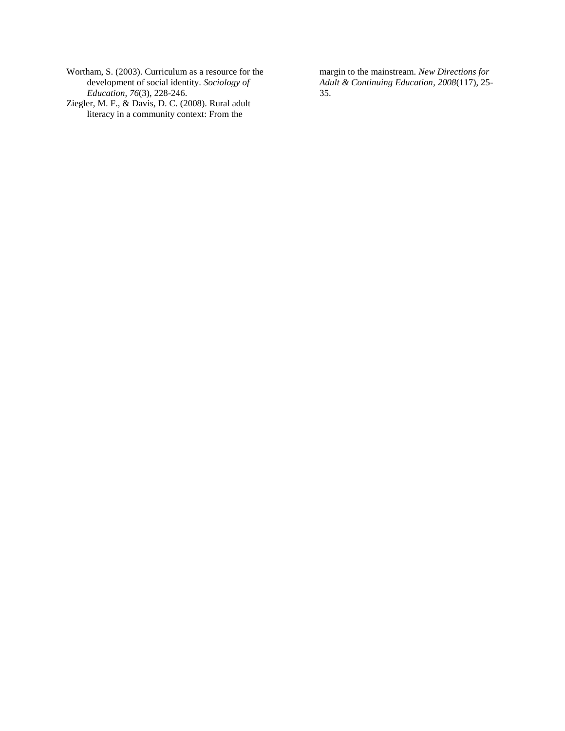Wortham, S. (2003). Curriculum as a resource for the development of social identity. *Sociology of Education, 76*(3), 228-246.

Ziegler, M. F., & Davis, D. C. (2008). Rural adult literacy in a community context: From the margin to the mainstream. *New Directions for Adult & Continuing Education*, *2008*(117), 25-35.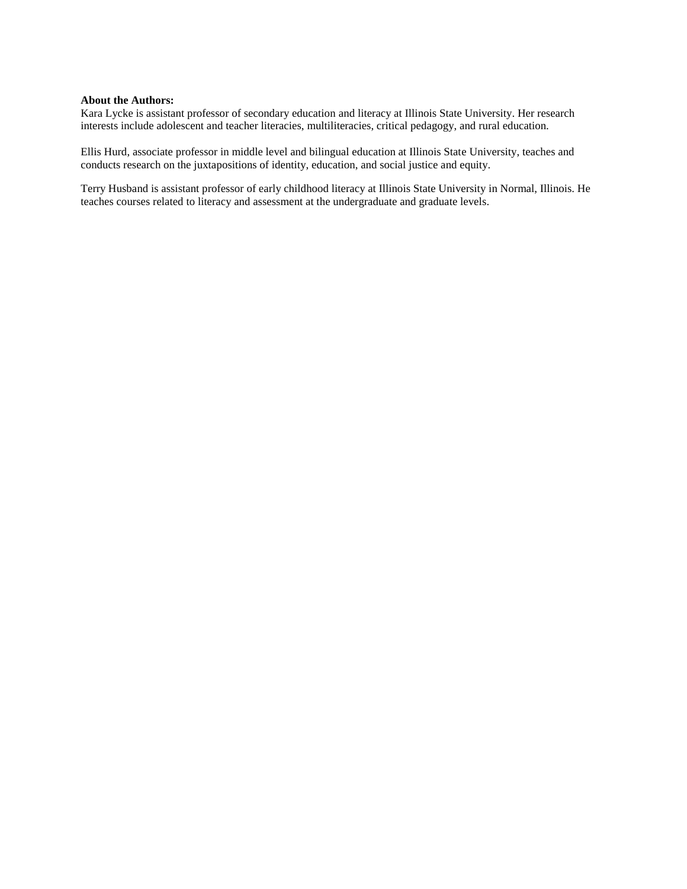**About the Authors:**

Kara Lycke is assistant professor of secondary education and literacy at Illinois State University. Her research interests include adolescent and teacher literacies, multiliteracies, critical pedagogy, and rural education.

Ellis Hurd, associate professor in middle level and bilingual education at Illinois State University, teaches and conducts research on the juxtapositions of identity, education, and social justice and equity.

Terry Husband is assistant professor of early childhood literacy at Illinois State University in Normal, Illinois. He teaches courses related to literacy and assessment at the undergraduate and graduate levels.